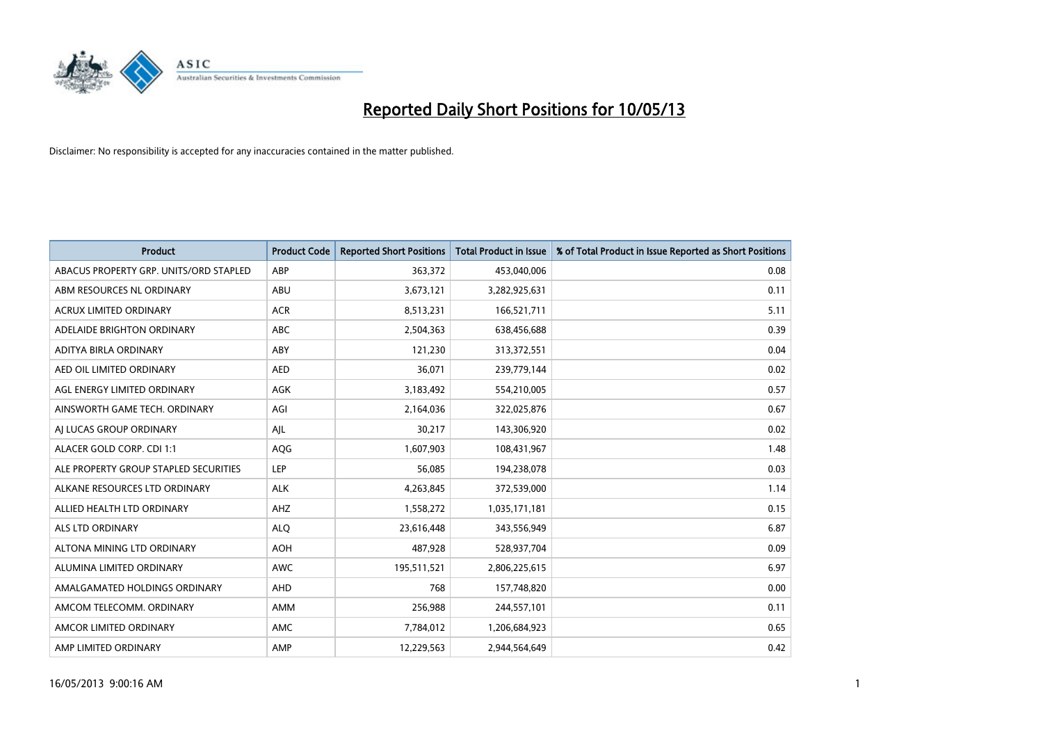# Reported Daily Short Positions for 10/05/13

Disclaimer: No responsibility is accepted for any inaccuracies contained in the matter published.

| Product | Product Code | Reported Short Positions | Total Product in Issue | % of Total Product in Issue Reported as Short Positions |
|---|---|---|---|---|
| ABACUS PROPERTY GRP. UNITS/ORD STAPLED | ABP | 363,372 | 453,040,006 | 0.08 |
| ABM RESOURCES NL ORDINARY | ABU | 3,673,121 | 3,282,925,631 | 0.11 |
| ACRUX LIMITED ORDINARY | ACR | 8,513,231 | 166,521,711 | 5.11 |
| ADELAIDE BRIGHTON ORDINARY | ABC | 2,504,363 | 638,456,688 | 0.39 |
| ADITYA BIRLA ORDINARY | ABY | 121,230 | 313,372,551 | 0.04 |
| AED OIL LIMITED ORDINARY | AED | 36,071 | 239,779,144 | 0.02 |
| AGL ENERGY LIMITED ORDINARY | AGK | 3,183,492 | 554,210,005 | 0.57 |
| AINSWORTH GAME TECH. ORDINARY | AGI | 2,164,036 | 322,025,876 | 0.67 |
| AJ LUCAS GROUP ORDINARY | AJL | 30,217 | 143,306,920 | 0.02 |
| ALACER GOLD CORP. CDI 1:1 | AQG | 1,607,903 | 108,431,967 | 1.48 |
| ALE PROPERTY GROUP STAPLED SECURITIES | LEP | 56,085 | 194,238,078 | 0.03 |
| ALKANE RESOURCES LTD ORDINARY | ALK | 4,263,845 | 372,539,000 | 1.14 |
| ALLIED HEALTH LTD ORDINARY | AHZ | 1,558,272 | 1,035,171,181 | 0.15 |
| ALS LTD ORDINARY | ALQ | 23,616,448 | 343,556,949 | 6.87 |
| ALTONA MINING LTD ORDINARY | AOH | 487,928 | 528,937,704 | 0.09 |
| ALUMINA LIMITED ORDINARY | AWC | 195,511,521 | 2,806,225,615 | 6.97 |
| AMALGAMATED HOLDINGS ORDINARY | AHD | 768 | 157,748,820 | 0.00 |
| AMCOM TELECOMM. ORDINARY | AMM | 256,988 | 244,557,101 | 0.11 |
| AMCOR LIMITED ORDINARY | AMC | 7,784,012 | 1,206,684,923 | 0.65 |
| AMP LIMITED ORDINARY | AMP | 12,229,563 | 2,944,564,649 | 0.42 |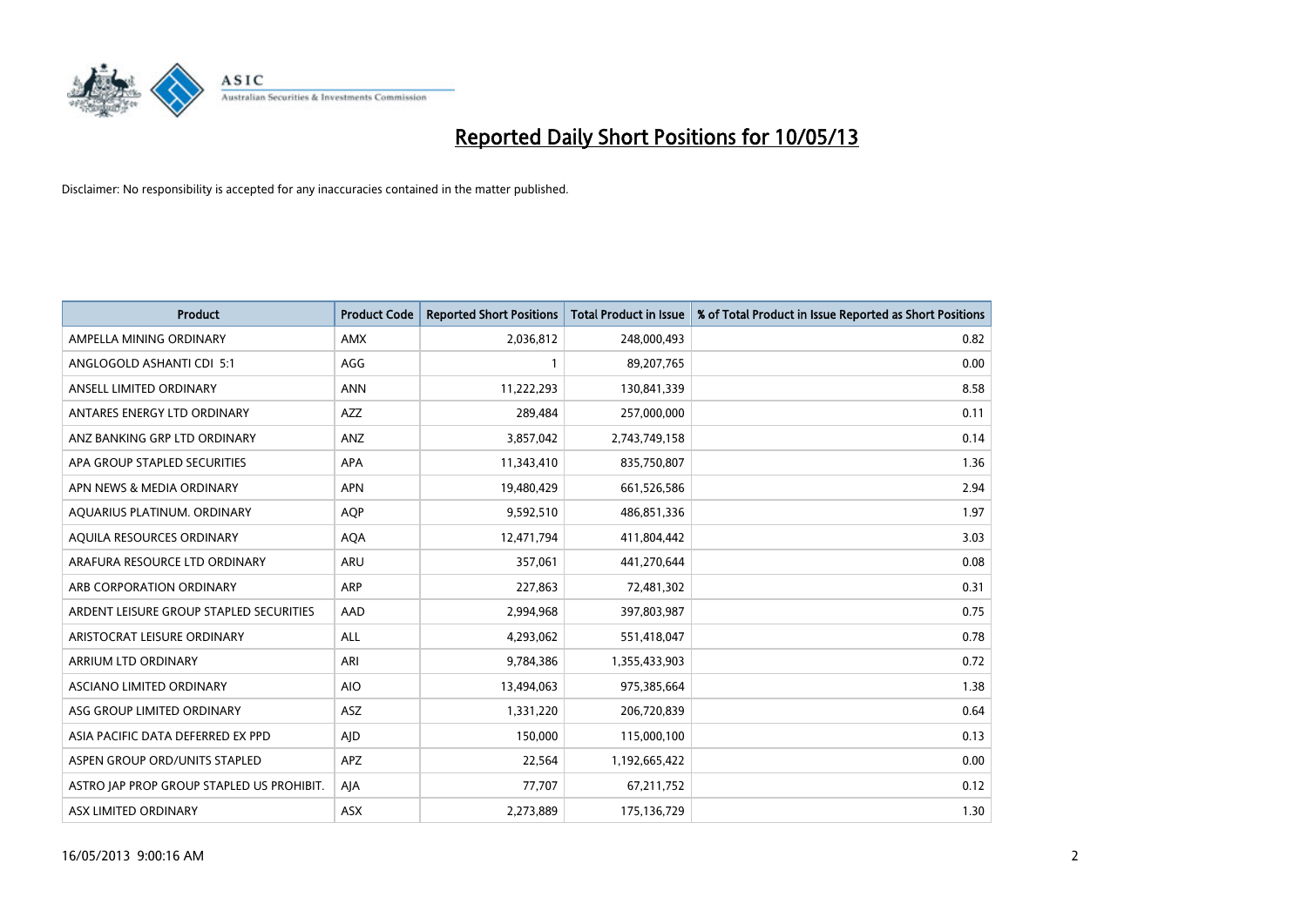# Reported Daily Short Positions for 10/05/13

Disclaimer: No responsibility is accepted for any inaccuracies contained in the matter published.

| Product | Product Code | Reported Short Positions | Total Product in Issue | % of Total Product in Issue Reported as Short Positions |
|---|---|---|---|---|
| AMPELLA MINING ORDINARY | AMX | 2,036,812 | 248,000,493 | 0.82 |
| ANGLOGOLD ASHANTI CDI 5:1 | AGG | 1 | 89,207,765 | 0.00 |
| ANSELL LIMITED ORDINARY | ANN | 11,222,293 | 130,841,339 | 8.58 |
| ANTARES ENERGY LTD ORDINARY | AZZ | 289,484 | 257,000,000 | 0.11 |
| ANZ BANKING GRP LTD ORDINARY | ANZ | 3,857,042 | 2,743,749,158 | 0.14 |
| APA GROUP STAPLED SECURITIES | APA | 11,343,410 | 835,750,807 | 1.36 |
| APN NEWS & MEDIA ORDINARY | APN | 19,480,429 | 661,526,586 | 2.94 |
| AQUARIUS PLATINUM. ORDINARY | AQP | 9,592,510 | 486,851,336 | 1.97 |
| AQUILA RESOURCES ORDINARY | AQA | 12,471,794 | 411,804,442 | 3.03 |
| ARAFURA RESOURCE LTD ORDINARY | ARU | 357,061 | 441,270,644 | 0.08 |
| ARB CORPORATION ORDINARY | ARP | 227,863 | 72,481,302 | 0.31 |
| ARDENT LEISURE GROUP STAPLED SECURITIES | AAD | 2,994,968 | 397,803,987 | 0.75 |
| ARISTOCRAT LEISURE ORDINARY | ALL | 4,293,062 | 551,418,047 | 0.78 |
| ARRIUM LTD ORDINARY | ARI | 9,784,386 | 1,355,433,903 | 0.72 |
| ASCIANO LIMITED ORDINARY | AIO | 13,494,063 | 975,385,664 | 1.38 |
| ASG GROUP LIMITED ORDINARY | ASZ | 1,331,220 | 206,720,839 | 0.64 |
| ASIA PACIFIC DATA DEFERRED EX PPD | AJD | 150,000 | 115,000,100 | 0.13 |
| ASPEN GROUP ORD/UNITS STAPLED | APZ | 22,564 | 1,192,665,422 | 0.00 |
| ASTRO JAP PROP GROUP STAPLED US PROHIBIT. | AJA | 77,707 | 67,211,752 | 0.12 |
| ASX LIMITED ORDINARY | ASX | 2,273,889 | 175,136,729 | 1.30 |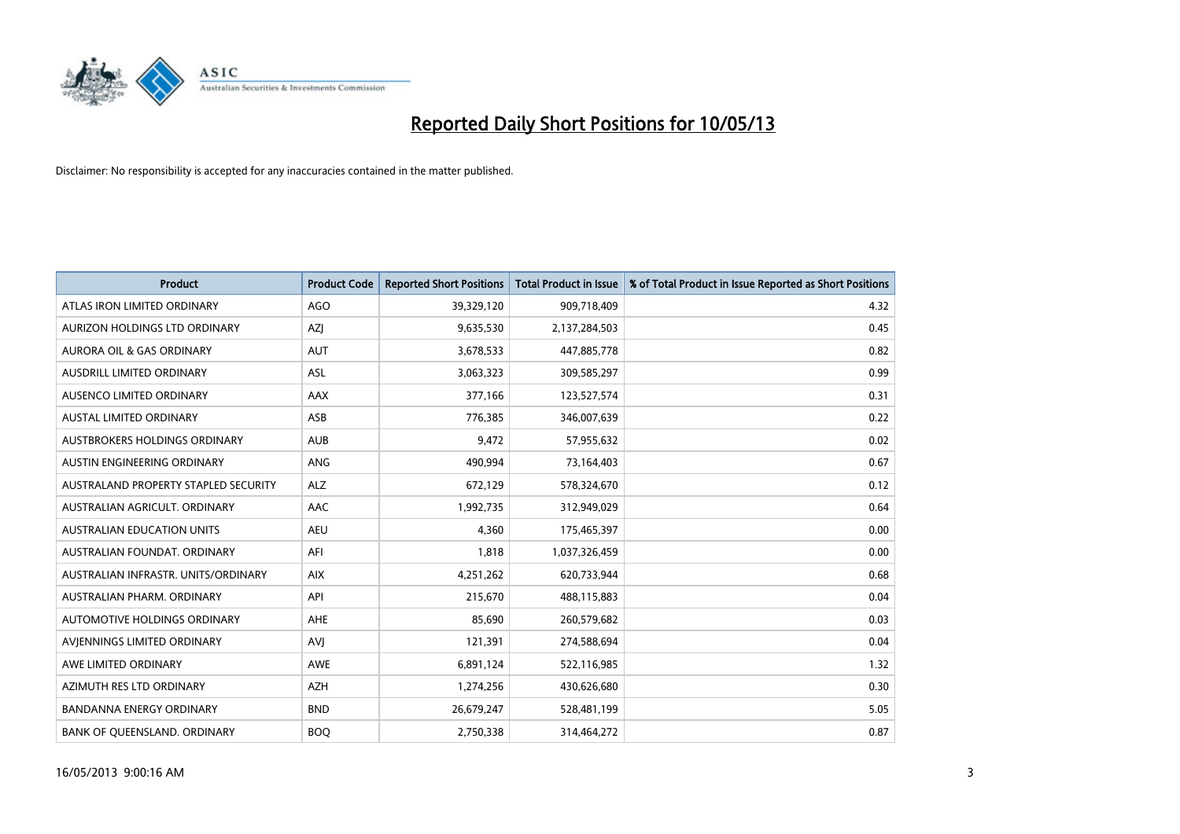# Reported Daily Short Positions for 10/05/13

Disclaimer: No responsibility is accepted for any inaccuracies contained in the matter published.

| Product | Product Code | Reported Short Positions | Total Product in Issue | % of Total Product in Issue Reported as Short Positions |
| --- | --- | --- | --- | --- |
| ATLAS IRON LIMITED ORDINARY | AGO | 39,329,120 | 909,718,409 | 4.32 |
| AURIZON HOLDINGS LTD ORDINARY | AZJ | 9,635,530 | 2,137,284,503 | 0.45 |
| AURORA OIL & GAS ORDINARY | AUT | 3,678,533 | 447,885,778 | 0.82 |
| AUSDRILL LIMITED ORDINARY | ASL | 3,063,323 | 309,585,297 | 0.99 |
| AUSENCO LIMITED ORDINARY | AAX | 377,166 | 123,527,574 | 0.31 |
| AUSTAL LIMITED ORDINARY | ASB | 776,385 | 346,007,639 | 0.22 |
| AUSTBROKERS HOLDINGS ORDINARY | AUB | 9,472 | 57,955,632 | 0.02 |
| AUSTIN ENGINEERING ORDINARY | ANG | 490,994 | 73,164,403 | 0.67 |
| AUSTRALAND PROPERTY STAPLED SECURITY | ALZ | 672,129 | 578,324,670 | 0.12 |
| AUSTRALIAN AGRICULT. ORDINARY | AAC | 1,992,735 | 312,949,029 | 0.64 |
| AUSTRALIAN EDUCATION UNITS | AEU | 4,360 | 175,465,397 | 0.00 |
| AUSTRALIAN FOUNDAT. ORDINARY | AFI | 1,818 | 1,037,326,459 | 0.00 |
| AUSTRALIAN INFRASTR. UNITS/ORDINARY | AIX | 4,251,262 | 620,733,944 | 0.68 |
| AUSTRALIAN PHARM. ORDINARY | API | 215,670 | 488,115,883 | 0.04 |
| AUTOMOTIVE HOLDINGS ORDINARY | AHE | 85,690 | 260,579,682 | 0.03 |
| AVJENNINGS LIMITED ORDINARY | AVJ | 121,391 | 274,588,694 | 0.04 |
| AWE LIMITED ORDINARY | AWE | 6,891,124 | 522,116,985 | 1.32 |
| AZIMUTH RES LTD ORDINARY | AZH | 1,274,256 | 430,626,680 | 0.30 |
| BANDANNA ENERGY ORDINARY | BND | 26,679,247 | 528,481,199 | 5.05 |
| BANK OF QUEENSLAND. ORDINARY | BOQ | 2,750,338 | 314,464,272 | 0.87 |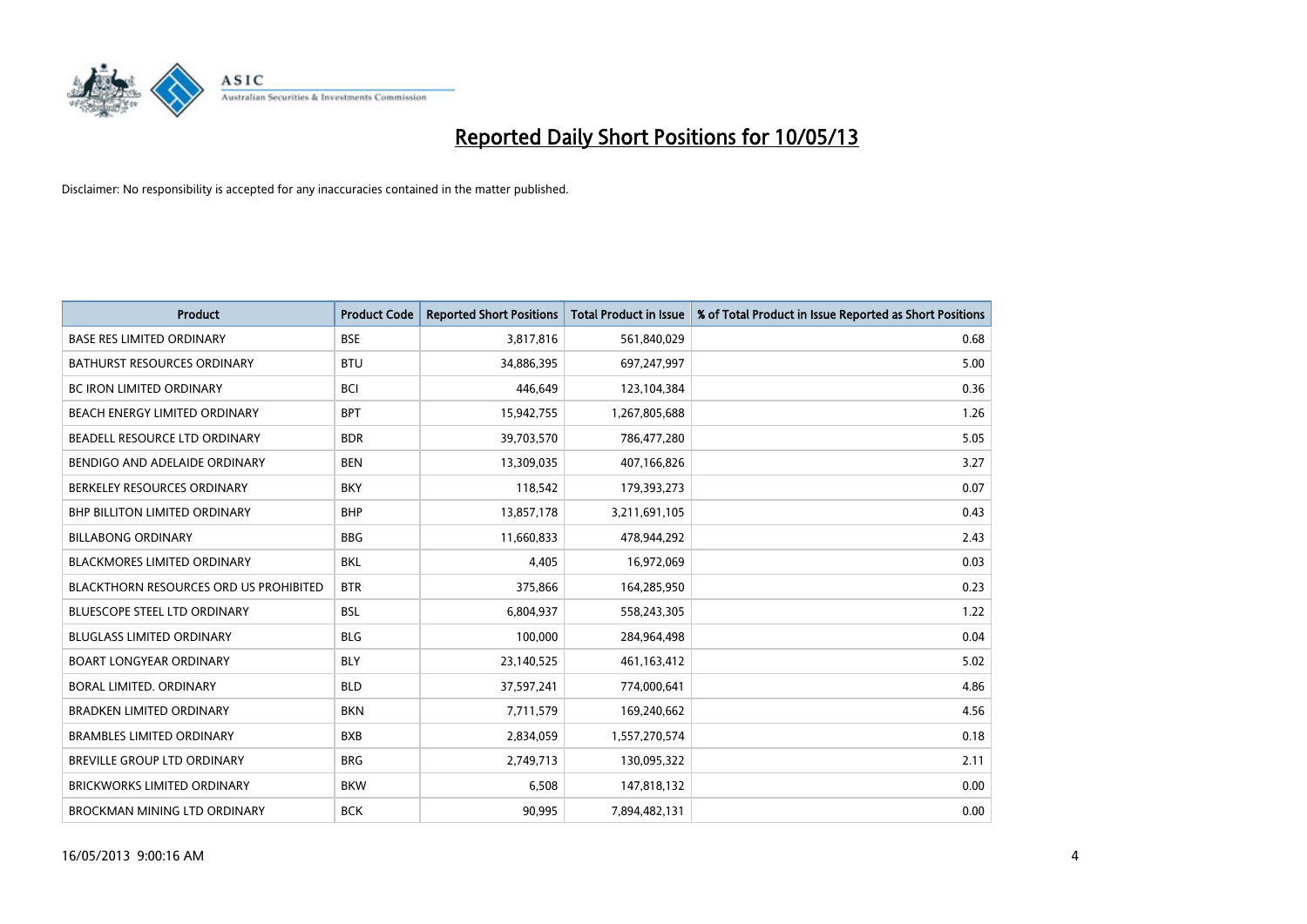# Reported Daily Short Positions for 10/05/13

Disclaimer: No responsibility is accepted for any inaccuracies contained in the matter published.

| Product | Product Code | Reported Short Positions | Total Product in Issue | % of Total Product in Issue Reported as Short Positions |
| --- | --- | --- | --- | --- |
| BASE RES LIMITED ORDINARY | BSE | 3,817,816 | 561,840,029 | 0.68 |
| BATHURST RESOURCES ORDINARY | BTU | 34,886,395 | 697,247,997 | 5.00 |
| BC IRON LIMITED ORDINARY | BCI | 446,649 | 123,104,384 | 0.36 |
| BEACH ENERGY LIMITED ORDINARY | BPT | 15,942,755 | 1,267,805,688 | 1.26 |
| BEADELL RESOURCE LTD ORDINARY | BDR | 39,703,570 | 786,477,280 | 5.05 |
| BENDIGO AND ADELAIDE ORDINARY | BEN | 13,309,035 | 407,166,826 | 3.27 |
| BERKELEY RESOURCES ORDINARY | BKY | 118,542 | 179,393,273 | 0.07 |
| BHP BILLITON LIMITED ORDINARY | BHP | 13,857,178 | 3,211,691,105 | 0.43 |
| BILLABONG ORDINARY | BBG | 11,660,833 | 478,944,292 | 2.43 |
| BLACKMORES LIMITED ORDINARY | BKL | 4,405 | 16,972,069 | 0.03 |
| BLACKTHORN RESOURCES ORD US PROHIBITED | BTR | 375,866 | 164,285,950 | 0.23 |
| BLUESCOPE STEEL LTD ORDINARY | BSL | 6,804,937 | 558,243,305 | 1.22 |
| BLUGLASS LIMITED ORDINARY | BLG | 100,000 | 284,964,498 | 0.04 |
| BOART LONGYEAR ORDINARY | BLY | 23,140,525 | 461,163,412 | 5.02 |
| BORAL LIMITED. ORDINARY | BLD | 37,597,241 | 774,000,641 | 4.86 |
| BRADKEN LIMITED ORDINARY | BKN | 7,711,579 | 169,240,662 | 4.56 |
| BRAMBLES LIMITED ORDINARY | BXB | 2,834,059 | 1,557,270,574 | 0.18 |
| BREVILLE GROUP LTD ORDINARY | BRG | 2,749,713 | 130,095,322 | 2.11 |
| BRICKWORKS LIMITED ORDINARY | BKW | 6,508 | 147,818,132 | 0.00 |
| BROCKMAN MINING LTD ORDINARY | BCK | 90,995 | 7,894,482,131 | 0.00 |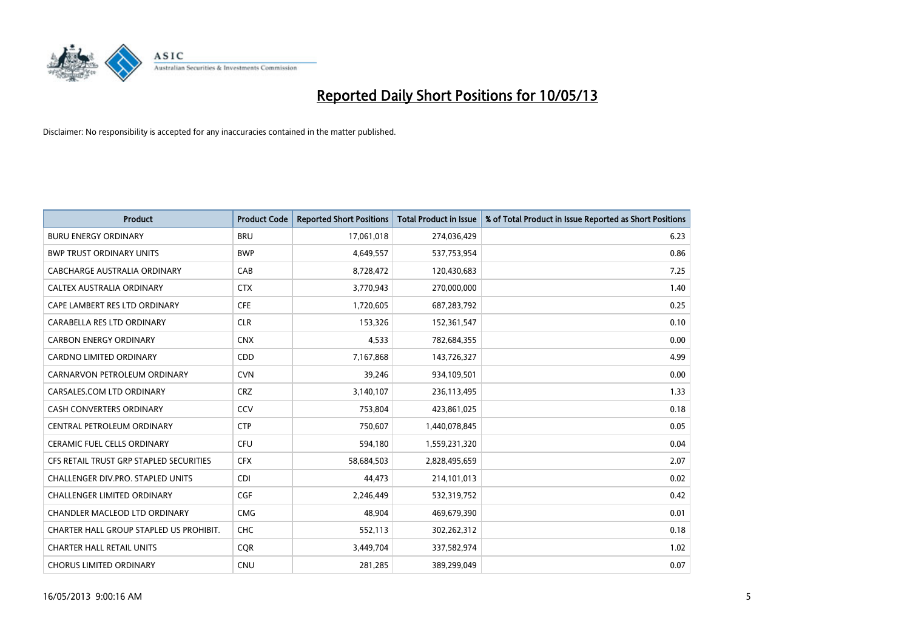# Reported Daily Short Positions for 10/05/13

Disclaimer: No responsibility is accepted for any inaccuracies contained in the matter published.

| Product | Product Code | Reported Short Positions | Total Product in Issue | % of Total Product in Issue Reported as Short Positions |
|---|---|---|---|---|
| BURU ENERGY ORDINARY | BRU | 17,061,018 | 274,036,429 | 6.23 |
| BWP TRUST ORDINARY UNITS | BWP | 4,649,557 | 537,753,954 | 0.86 |
| CABCHARGE AUSTRALIA ORDINARY | CAB | 8,728,472 | 120,430,683 | 7.25 |
| CALTEX AUSTRALIA ORDINARY | CTX | 3,770,943 | 270,000,000 | 1.40 |
| CAPE LAMBERT RES LTD ORDINARY | CFE | 1,720,605 | 687,283,792 | 0.25 |
| CARABELLA RES LTD ORDINARY | CLR | 153,326 | 152,361,547 | 0.10 |
| CARBON ENERGY ORDINARY | CNX | 4,533 | 782,684,355 | 0.00 |
| CARDNO LIMITED ORDINARY | CDD | 7,167,868 | 143,726,327 | 4.99 |
| CARNARVON PETROLEUM ORDINARY | CVN | 39,246 | 934,109,501 | 0.00 |
| CARSALES.COM LTD ORDINARY | CRZ | 3,140,107 | 236,113,495 | 1.33 |
| CASH CONVERTERS ORDINARY | CCV | 753,804 | 423,861,025 | 0.18 |
| CENTRAL PETROLEUM ORDINARY | CTP | 750,607 | 1,440,078,845 | 0.05 |
| CERAMIC FUEL CELLS ORDINARY | CFU | 594,180 | 1,559,231,320 | 0.04 |
| CFS RETAIL TRUST GRP STAPLED SECURITIES | CFX | 58,684,503 | 2,828,495,659 | 2.07 |
| CHALLENGER DIV.PRO. STAPLED UNITS | CDI | 44,473 | 214,101,013 | 0.02 |
| CHALLENGER LIMITED ORDINARY | CGF | 2,246,449 | 532,319,752 | 0.42 |
| CHANDLER MACLEOD LTD ORDINARY | CMG | 48,904 | 469,679,390 | 0.01 |
| CHARTER HALL GROUP STAPLED US PROHIBIT. | CHC | 552,113 | 302,262,312 | 0.18 |
| CHARTER HALL RETAIL UNITS | CQR | 3,449,704 | 337,582,974 | 1.02 |
| CHORUS LIMITED ORDINARY | CNU | 281,285 | 389,299,049 | 0.07 |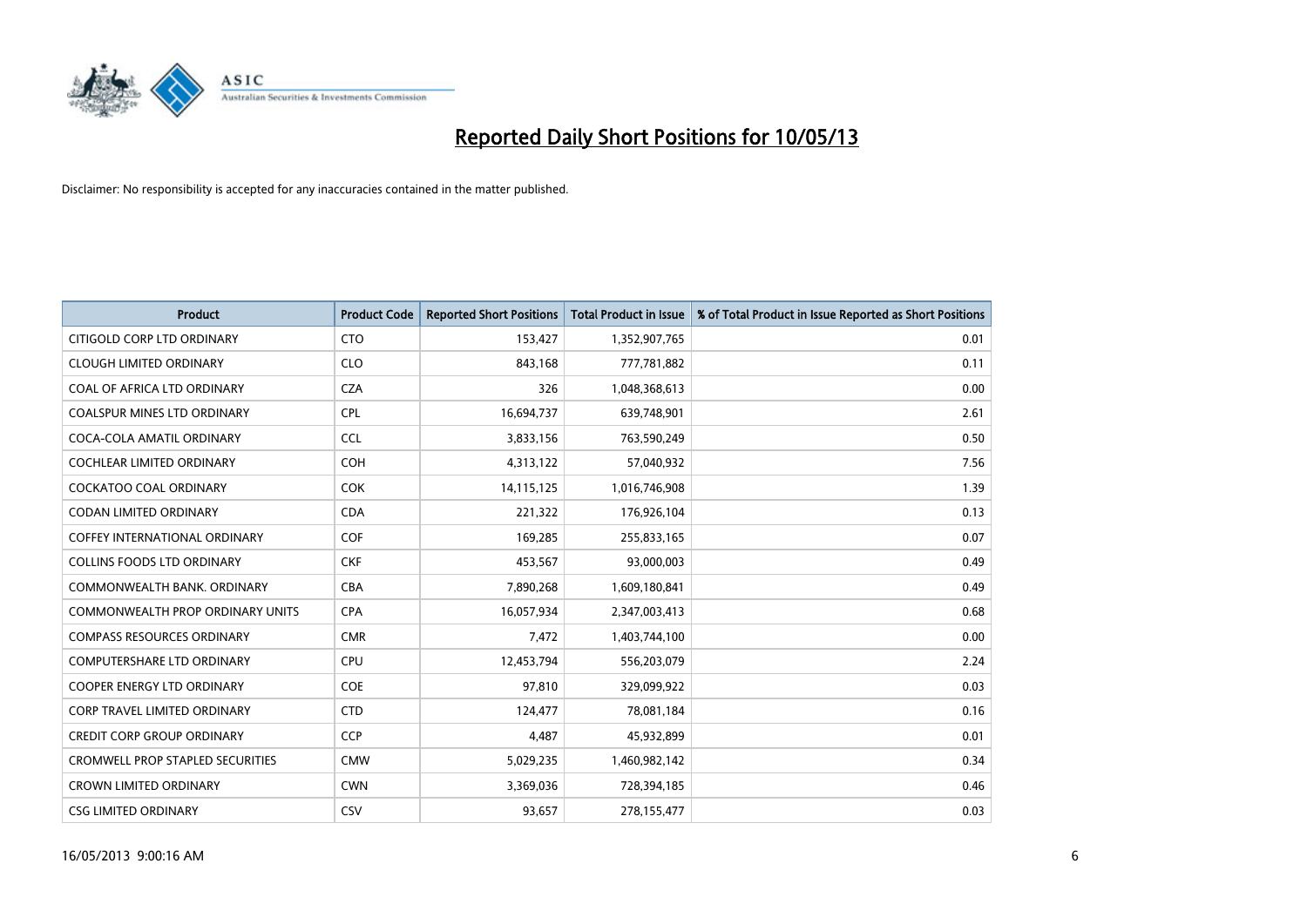# Reported Daily Short Positions for 10/05/13

Disclaimer: No responsibility is accepted for any inaccuracies contained in the matter published.

| Product | Product Code | Reported Short Positions | Total Product in Issue | % of Total Product in Issue Reported as Short Positions |
|---|---|---|---|---|
| CITIGOLD CORP LTD ORDINARY | CTO | 153,427 | 1,352,907,765 | 0.01 |
| CLOUGH LIMITED ORDINARY | CLO | 843,168 | 777,781,882 | 0.11 |
| COAL OF AFRICA LTD ORDINARY | CZA | 326 | 1,048,368,613 | 0.00 |
| COALSPUR MINES LTD ORDINARY | CPL | 16,694,737 | 639,748,901 | 2.61 |
| COCA-COLA AMATIL ORDINARY | CCL | 3,833,156 | 763,590,249 | 0.50 |
| COCHLEAR LIMITED ORDINARY | COH | 4,313,122 | 57,040,932 | 7.56 |
| COCKATOO COAL ORDINARY | COK | 14,115,125 | 1,016,746,908 | 1.39 |
| CODAN LIMITED ORDINARY | CDA | 221,322 | 176,926,104 | 0.13 |
| COFFEY INTERNATIONAL ORDINARY | COF | 169,285 | 255,833,165 | 0.07 |
| COLLINS FOODS LTD ORDINARY | CKF | 453,567 | 93,000,003 | 0.49 |
| COMMONWEALTH BANK. ORDINARY | CBA | 7,890,268 | 1,609,180,841 | 0.49 |
| COMMONWEALTH PROP ORDINARY UNITS | CPA | 16,057,934 | 2,347,003,413 | 0.68 |
| COMPASS RESOURCES ORDINARY | CMR | 7,472 | 1,403,744,100 | 0.00 |
| COMPUTERSHARE LTD ORDINARY | CPU | 12,453,794 | 556,203,079 | 2.24 |
| COOPER ENERGY LTD ORDINARY | COE | 97,810 | 329,099,922 | 0.03 |
| CORP TRAVEL LIMITED ORDINARY | CTD | 124,477 | 78,081,184 | 0.16 |
| CREDIT CORP GROUP ORDINARY | CCP | 4,487 | 45,932,899 | 0.01 |
| CROMWELL PROP STAPLED SECURITIES | CMW | 5,029,235 | 1,460,982,142 | 0.34 |
| CROWN LIMITED ORDINARY | CWN | 3,369,036 | 728,394,185 | 0.46 |
| CSG LIMITED ORDINARY | CSV | 93,657 | 278,155,477 | 0.03 |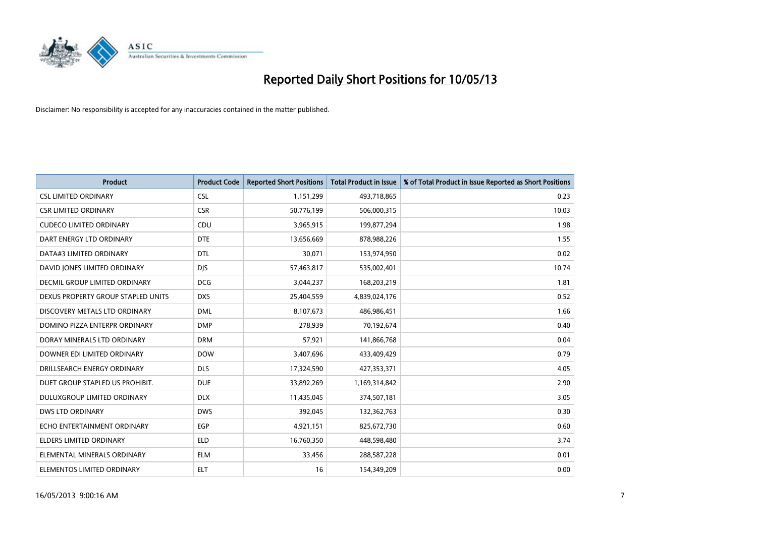# Reported Daily Short Positions for 10/05/13

Disclaimer: No responsibility is accepted for any inaccuracies contained in the matter published.

| Product | Product Code | Reported Short Positions | Total Product in Issue | % of Total Product in Issue Reported as Short Positions |
|---|---|---|---|---|
| CSL LIMITED ORDINARY | CSL | 1,151,299 | 493,718,865 | 0.23 |
| CSR LIMITED ORDINARY | CSR | 50,776,199 | 506,000,315 | 10.03 |
| CUDECO LIMITED ORDINARY | CDU | 3,965,915 | 199,877,294 | 1.98 |
| DART ENERGY LTD ORDINARY | DTE | 13,656,669 | 878,988,226 | 1.55 |
| DATA#3 LIMITED ORDINARY | DTL | 30,071 | 153,974,950 | 0.02 |
| DAVID JONES LIMITED ORDINARY | DJS | 57,463,817 | 535,002,401 | 10.74 |
| DECMIL GROUP LIMITED ORDINARY | DCG | 3,044,237 | 168,203,219 | 1.81 |
| DEXUS PROPERTY GROUP STAPLED UNITS | DXS | 25,404,559 | 4,839,024,176 | 0.52 |
| DISCOVERY METALS LTD ORDINARY | DML | 8,107,673 | 486,986,451 | 1.66 |
| DOMINO PIZZA ENTERPR ORDINARY | DMP | 278,939 | 70,192,674 | 0.40 |
| DORAY MINERALS LTD ORDINARY | DRM | 57,921 | 141,866,768 | 0.04 |
| DOWNER EDI LIMITED ORDINARY | DOW | 3,407,696 | 433,409,429 | 0.79 |
| DRILLSEARCH ENERGY ORDINARY | DLS | 17,324,590 | 427,353,371 | 4.05 |
| DUET GROUP STAPLED US PROHIBIT. | DUE | 33,892,269 | 1,169,314,842 | 2.90 |
| DULUXGROUP LIMITED ORDINARY | DLX | 11,435,045 | 374,507,181 | 3.05 |
| DWS LTD ORDINARY | DWS | 392,045 | 132,362,763 | 0.30 |
| ECHO ENTERTAINMENT ORDINARY | EGP | 4,921,151 | 825,672,730 | 0.60 |
| ELDERS LIMITED ORDINARY | ELD | 16,760,350 | 448,598,480 | 3.74 |
| ELEMENTAL MINERALS ORDINARY | ELM | 33,456 | 288,587,228 | 0.01 |
| ELEMENTOS LIMITED ORDINARY | ELT | 16 | 154,349,209 | 0.00 |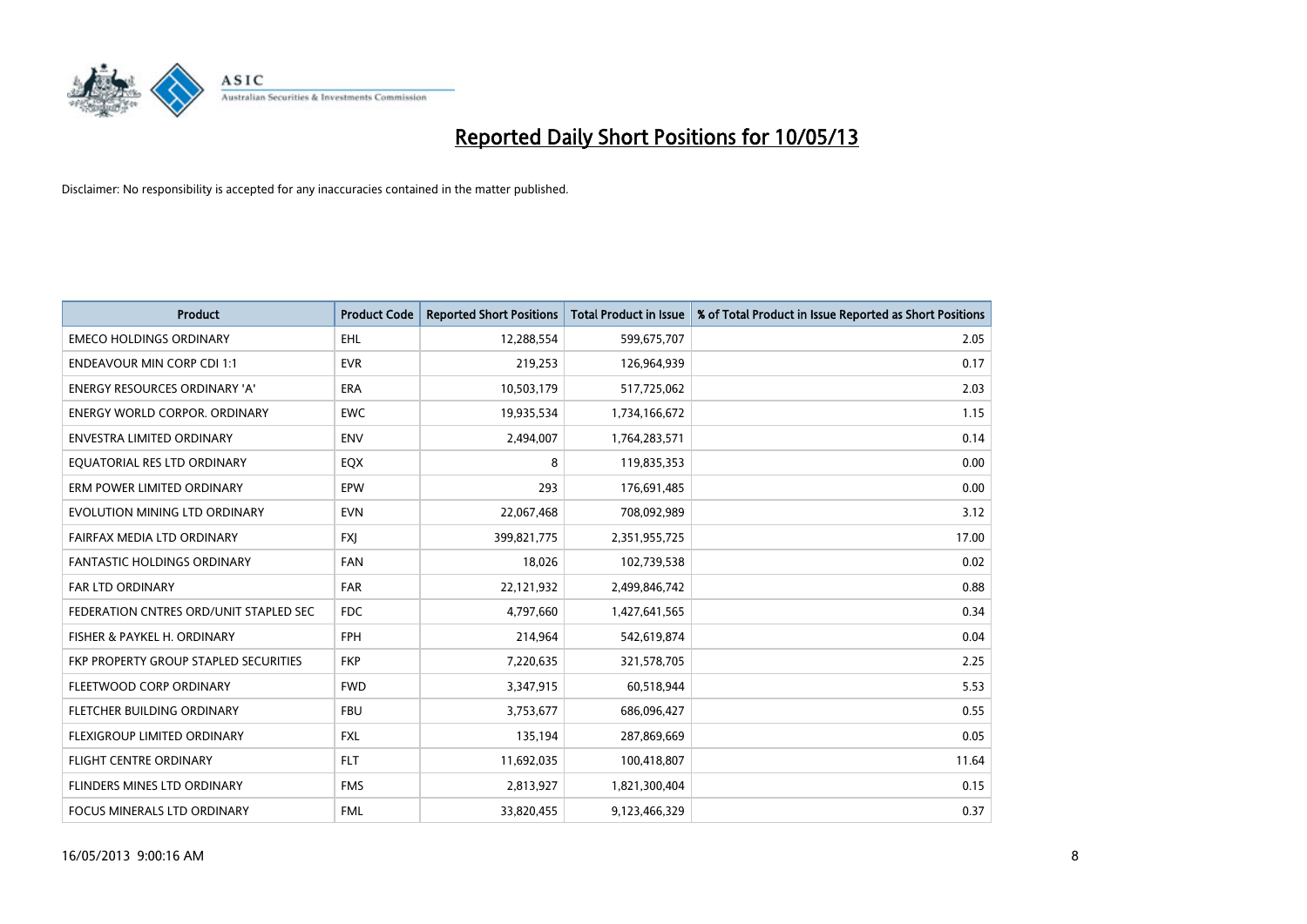# Reported Daily Short Positions for 10/05/13

Disclaimer: No responsibility is accepted for any inaccuracies contained in the matter published.

| Product | Product Code | Reported Short Positions | Total Product in Issue | % of Total Product in Issue Reported as Short Positions |
|---|---|---|---|---|
| EMECO HOLDINGS ORDINARY | EHL | 12,288,554 | 599,675,707 | 2.05 |
| ENDEAVOUR MIN CORP CDI 1:1 | EVR | 219,253 | 126,964,939 | 0.17 |
| ENERGY RESOURCES ORDINARY 'A' | ERA | 10,503,179 | 517,725,062 | 2.03 |
| ENERGY WORLD CORPOR. ORDINARY | EWC | 19,935,534 | 1,734,166,672 | 1.15 |
| ENVESTRA LIMITED ORDINARY | ENV | 2,494,007 | 1,764,283,571 | 0.14 |
| EQUATORIAL RES LTD ORDINARY | EQX | 8 | 119,835,353 | 0.00 |
| ERM POWER LIMITED ORDINARY | EPW | 293 | 176,691,485 | 0.00 |
| EVOLUTION MINING LTD ORDINARY | EVN | 22,067,468 | 708,092,989 | 3.12 |
| FAIRFAX MEDIA LTD ORDINARY | FXJ | 399,821,775 | 2,351,955,725 | 17.00 |
| FANTASTIC HOLDINGS ORDINARY | FAN | 18,026 | 102,739,538 | 0.02 |
| FAR LTD ORDINARY | FAR | 22,121,932 | 2,499,846,742 | 0.88 |
| FEDERATION CNTRES ORD/UNIT STAPLED SEC | FDC | 4,797,660 | 1,427,641,565 | 0.34 |
| FISHER & PAYKEL H. ORDINARY | FPH | 214,964 | 542,619,874 | 0.04 |
| FKP PROPERTY GROUP STAPLED SECURITIES | FKP | 7,220,635 | 321,578,705 | 2.25 |
| FLEETWOOD CORP ORDINARY | FWD | 3,347,915 | 60,518,944 | 5.53 |
| FLETCHER BUILDING ORDINARY | FBU | 3,753,677 | 686,096,427 | 0.55 |
| FLEXIGROUP LIMITED ORDINARY | FXL | 135,194 | 287,869,669 | 0.05 |
| FLIGHT CENTRE ORDINARY | FLT | 11,692,035 | 100,418,807 | 11.64 |
| FLINDERS MINES LTD ORDINARY | FMS | 2,813,927 | 1,821,300,404 | 0.15 |
| FOCUS MINERALS LTD ORDINARY | FML | 33,820,455 | 9,123,466,329 | 0.37 |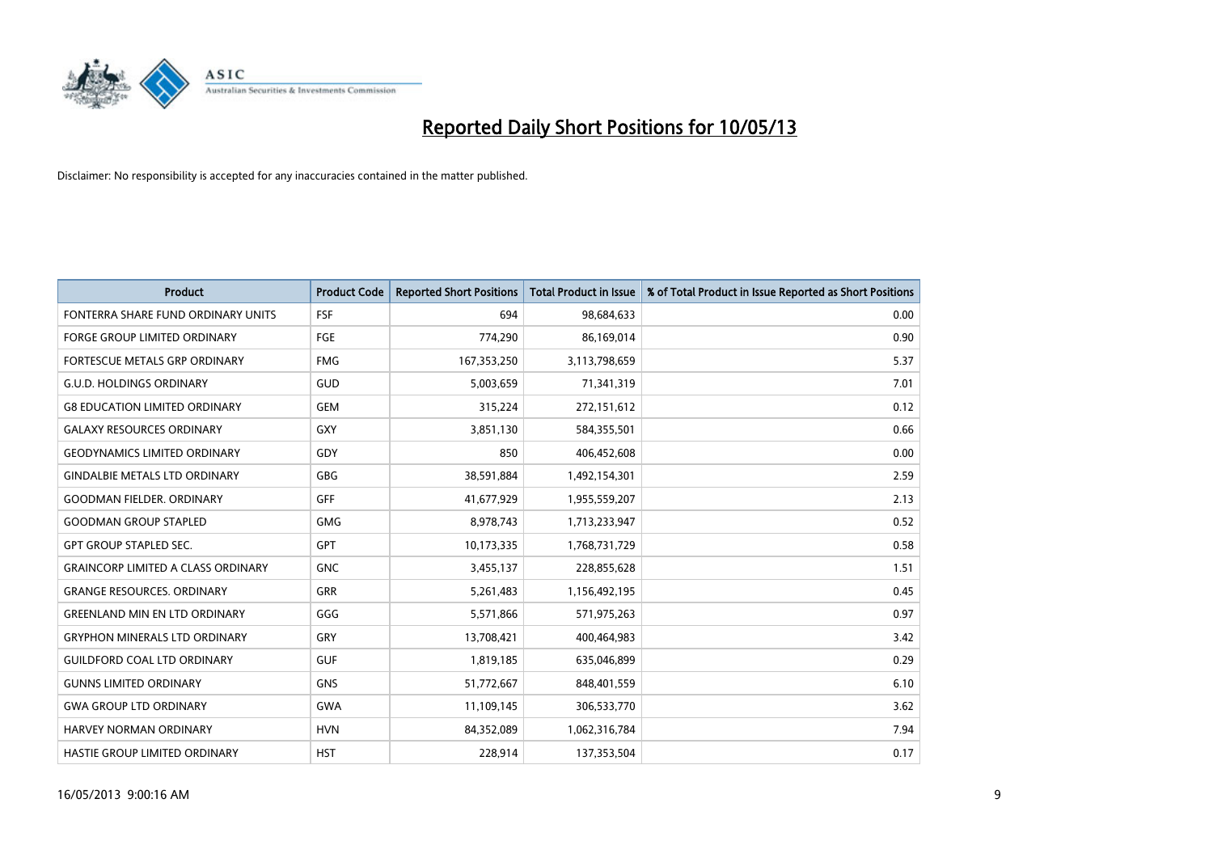# Reported Daily Short Positions for 10/05/13

Disclaimer: No responsibility is accepted for any inaccuracies contained in the matter published.

| Product | Product Code | Reported Short Positions | Total Product in Issue | % of Total Product in Issue Reported as Short Positions |
|---|---|---|---|---|
| FONTERRA SHARE FUND ORDINARY UNITS | FSF | 694 | 98,684,633 | 0.00 |
| FORGE GROUP LIMITED ORDINARY | FGE | 774,290 | 86,169,014 | 0.90 |
| FORTESCUE METALS GRP ORDINARY | FMG | 167,353,250 | 3,113,798,659 | 5.37 |
| G.U.D. HOLDINGS ORDINARY | GUD | 5,003,659 | 71,341,319 | 7.01 |
| G8 EDUCATION LIMITED ORDINARY | GEM | 315,224 | 272,151,612 | 0.12 |
| GALAXY RESOURCES ORDINARY | GXY | 3,851,130 | 584,355,501 | 0.66 |
| GEODYNAMICS LIMITED ORDINARY | GDY | 850 | 406,452,608 | 0.00 |
| GINDALBIE METALS LTD ORDINARY | GBG | 38,591,884 | 1,492,154,301 | 2.59 |
| GOODMAN FIELDER. ORDINARY | GFF | 41,677,929 | 1,955,559,207 | 2.13 |
| GOODMAN GROUP STAPLED | GMG | 8,978,743 | 1,713,233,947 | 0.52 |
| GPT GROUP STAPLED SEC. | GPT | 10,173,335 | 1,768,731,729 | 0.58 |
| GRAINCORP LIMITED A CLASS ORDINARY | GNC | 3,455,137 | 228,855,628 | 1.51 |
| GRANGE RESOURCES. ORDINARY | GRR | 5,261,483 | 1,156,492,195 | 0.45 |
| GREENLAND MIN EN LTD ORDINARY | GGG | 5,571,866 | 571,975,263 | 0.97 |
| GRYPHON MINERALS LTD ORDINARY | GRY | 13,708,421 | 400,464,983 | 3.42 |
| GUILDFORD COAL LTD ORDINARY | GUF | 1,819,185 | 635,046,899 | 0.29 |
| GUNNS LIMITED ORDINARY | GNS | 51,772,667 | 848,401,559 | 6.10 |
| GWA GROUP LTD ORDINARY | GWA | 11,109,145 | 306,533,770 | 3.62 |
| HARVEY NORMAN ORDINARY | HVN | 84,352,089 | 1,062,316,784 | 7.94 |
| HASTIE GROUP LIMITED ORDINARY | HST | 228,914 | 137,353,504 | 0.17 |

16/05/2013 9:00:16 AM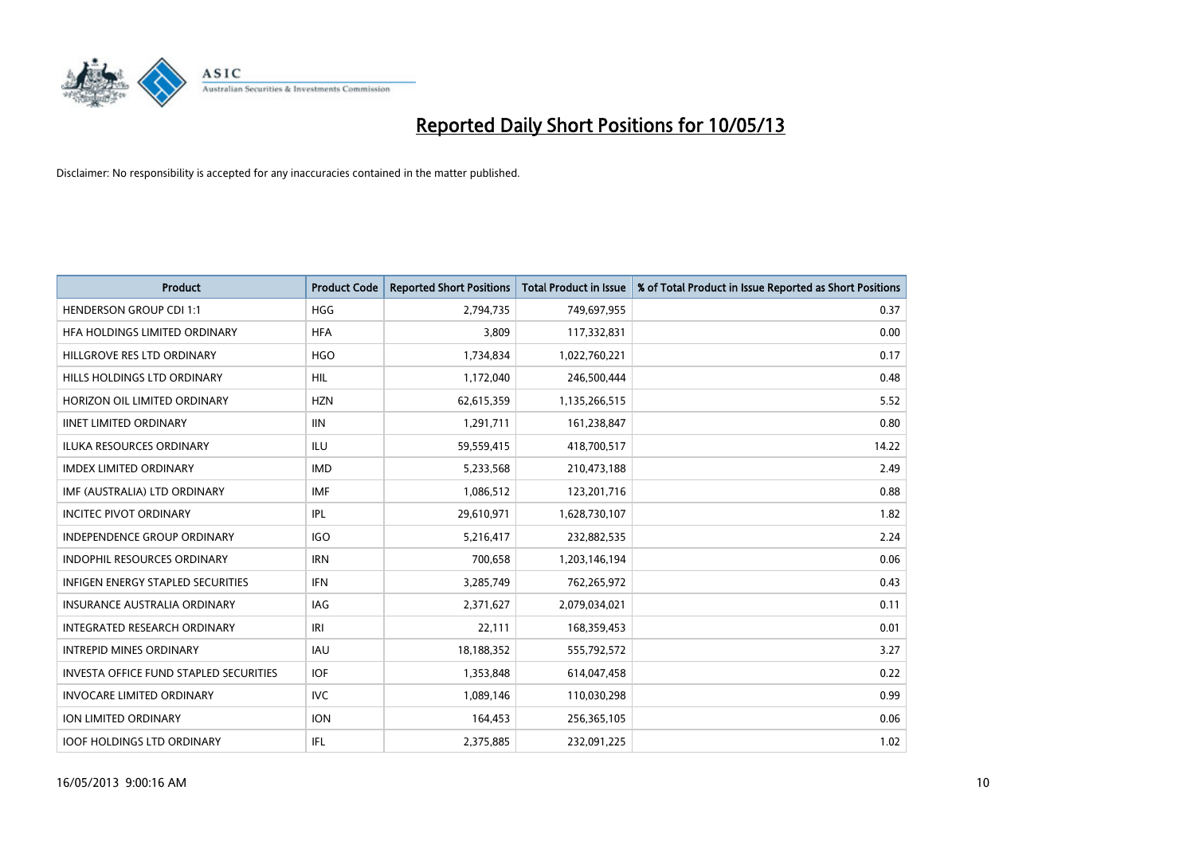# Reported Daily Short Positions for 10/05/13

Disclaimer: No responsibility is accepted for any inaccuracies contained in the matter published.

| Product | Product Code | Reported Short Positions | Total Product in Issue | % of Total Product in Issue Reported as Short Positions |
| --- | --- | --- | --- | --- |
| HENDERSON GROUP CDI 1:1 | HGG | 2,794,735 | 749,697,955 | 0.37 |
| HFA HOLDINGS LIMITED ORDINARY | HFA | 3,809 | 117,332,831 | 0.00 |
| HILLGROVE RES LTD ORDINARY | HGO | 1,734,834 | 1,022,760,221 | 0.17 |
| HILLS HOLDINGS LTD ORDINARY | HIL | 1,172,040 | 246,500,444 | 0.48 |
| HORIZON OIL LIMITED ORDINARY | HZN | 62,615,359 | 1,135,266,515 | 5.52 |
| IINET LIMITED ORDINARY | IIN | 1,291,711 | 161,238,847 | 0.80 |
| ILUKA RESOURCES ORDINARY | ILU | 59,559,415 | 418,700,517 | 14.22 |
| IMDEX LIMITED ORDINARY | IMD | 5,233,568 | 210,473,188 | 2.49 |
| IMF (AUSTRALIA) LTD ORDINARY | IMF | 1,086,512 | 123,201,716 | 0.88 |
| INCITEC PIVOT ORDINARY | IPL | 29,610,971 | 1,628,730,107 | 1.82 |
| INDEPENDENCE GROUP ORDINARY | IGO | 5,216,417 | 232,882,535 | 2.24 |
| INDOPHIL RESOURCES ORDINARY | IRN | 700,658 | 1,203,146,194 | 0.06 |
| INFIGEN ENERGY STAPLED SECURITIES | IFN | 3,285,749 | 762,265,972 | 0.43 |
| INSURANCE AUSTRALIA ORDINARY | IAG | 2,371,627 | 2,079,034,021 | 0.11 |
| INTEGRATED RESEARCH ORDINARY | IRI | 22,111 | 168,359,453 | 0.01 |
| INTREPID MINES ORDINARY | IAU | 18,188,352 | 555,792,572 | 3.27 |
| INVESTA OFFICE FUND STAPLED SECURITIES | IOF | 1,353,848 | 614,047,458 | 0.22 |
| INVOCARE LIMITED ORDINARY | IVC | 1,089,146 | 110,030,298 | 0.99 |
| ION LIMITED ORDINARY | ION | 164,453 | 256,365,105 | 0.06 |
| IOOF HOLDINGS LTD ORDINARY | IFL | 2,375,885 | 232,091,225 | 1.02 |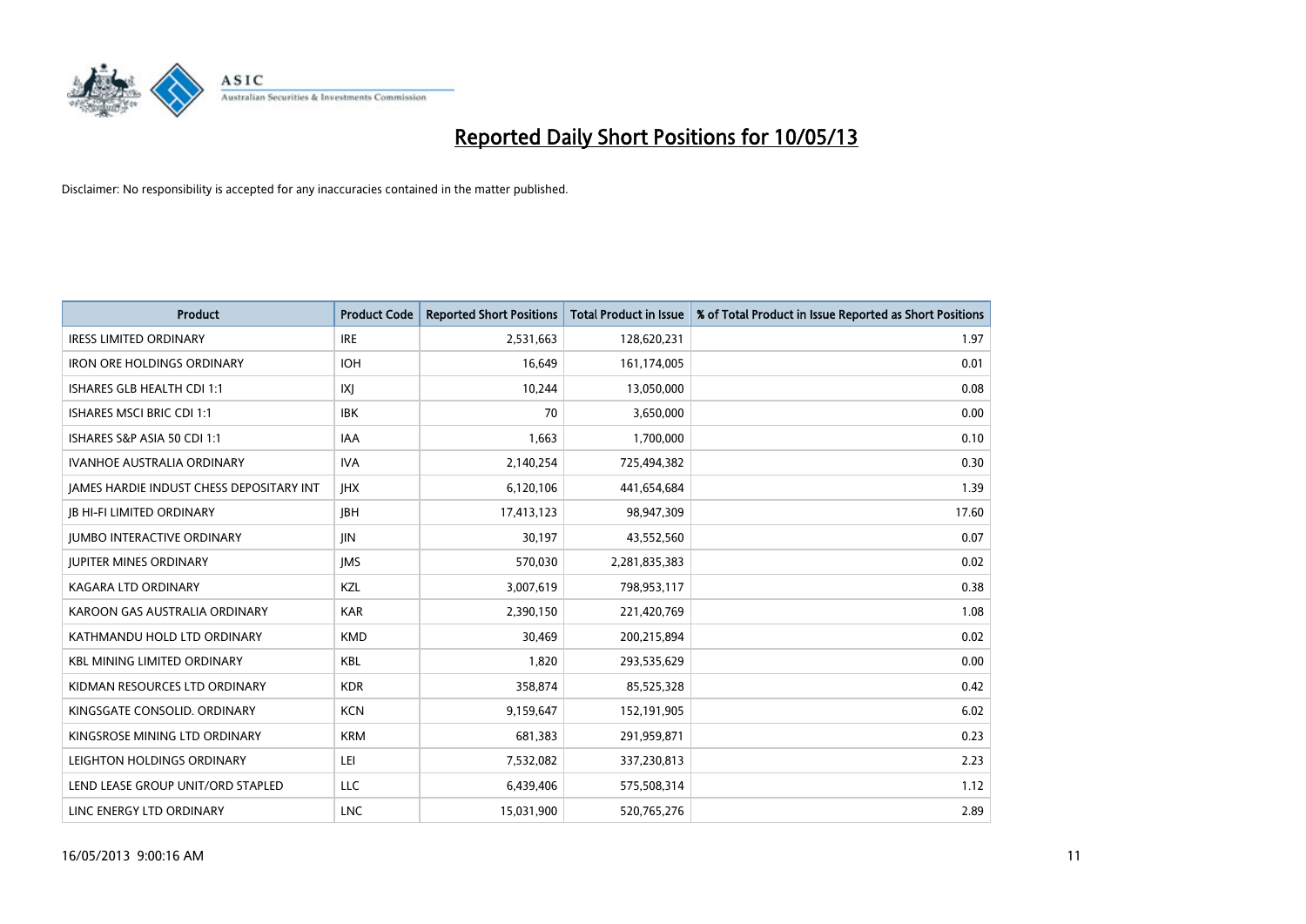# Reported Daily Short Positions for 10/05/13

Disclaimer: No responsibility is accepted for any inaccuracies contained in the matter published.

| Product | Product Code | Reported Short Positions | Total Product in Issue | % of Total Product in Issue Reported as Short Positions |
|---|---|---|---|---|
| IRESS LIMITED ORDINARY | IRE | 2,531,663 | 128,620,231 | 1.97 |
| IRON ORE HOLDINGS ORDINARY | IOH | 16,649 | 161,174,005 | 0.01 |
| ISHARES GLB HEALTH CDI 1:1 | IXJ | 10,244 | 13,050,000 | 0.08 |
| ISHARES MSCI BRIC CDI 1:1 | IBK | 70 | 3,650,000 | 0.00 |
| ISHARES S&P ASIA 50 CDI 1:1 | IAA | 1,663 | 1,700,000 | 0.10 |
| IVANHOE AUSTRALIA ORDINARY | IVA | 2,140,254 | 725,494,382 | 0.30 |
| JAMES HARDIE INDUST CHESS DEPOSITARY INT | JHX | 6,120,106 | 441,654,684 | 1.39 |
| JB HI-FI LIMITED ORDINARY | JBH | 17,413,123 | 98,947,309 | 17.60 |
| JUMBO INTERACTIVE ORDINARY | JIN | 30,197 | 43,552,560 | 0.07 |
| JUPITER MINES ORDINARY | JMS | 570,030 | 2,281,835,383 | 0.02 |
| KAGARA LTD ORDINARY | KZL | 3,007,619 | 798,953,117 | 0.38 |
| KAROON GAS AUSTRALIA ORDINARY | KAR | 2,390,150 | 221,420,769 | 1.08 |
| KATHMANDU HOLD LTD ORDINARY | KMD | 30,469 | 200,215,894 | 0.02 |
| KBL MINING LIMITED ORDINARY | KBL | 1,820 | 293,535,629 | 0.00 |
| KIDMAN RESOURCES LTD ORDINARY | KDR | 358,874 | 85,525,328 | 0.42 |
| KINGSGATE CONSOLID. ORDINARY | KCN | 9,159,647 | 152,191,905 | 6.02 |
| KINGSROSE MINING LTD ORDINARY | KRM | 681,383 | 291,959,871 | 0.23 |
| LEIGHTON HOLDINGS ORDINARY | LEI | 7,532,082 | 337,230,813 | 2.23 |
| LEND LEASE GROUP UNIT/ORD STAPLED | LLC | 6,439,406 | 575,508,314 | 1.12 |
| LINC ENERGY LTD ORDINARY | LNC | 15,031,900 | 520,765,276 | 2.89 |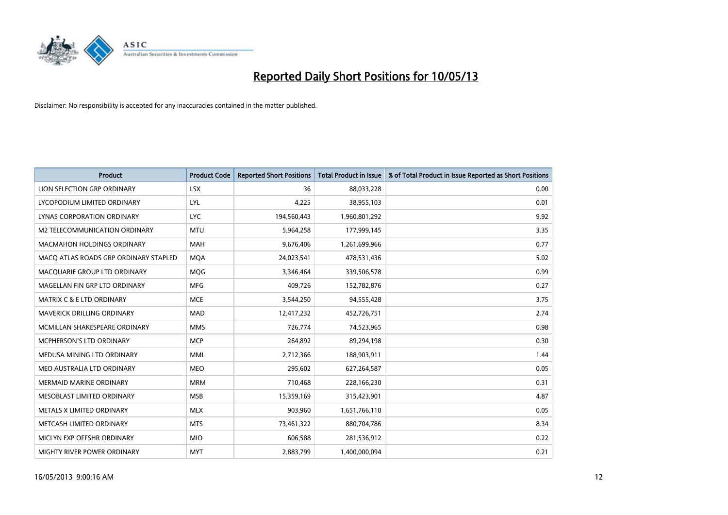# Reported Daily Short Positions for 10/05/13

Disclaimer: No responsibility is accepted for any inaccuracies contained in the matter published.

| Product | Product Code | Reported Short Positions | Total Product in Issue | % of Total Product in Issue Reported as Short Positions |
|---|---|---|---|---|
| LION SELECTION GRP ORDINARY | LSX | 36 | 88,033,228 | 0.00 |
| LYCOPODIUM LIMITED ORDINARY | LYL | 4,225 | 38,955,103 | 0.01 |
| LYNAS CORPORATION ORDINARY | LYC | 194,560,443 | 1,960,801,292 | 9.92 |
| M2 TELECOMMUNICATION ORDINARY | MTU | 5,964,258 | 177,999,145 | 3.35 |
| MACMAHON HOLDINGS ORDINARY | MAH | 9,676,406 | 1,261,699,966 | 0.77 |
| MACQ ATLAS ROADS GRP ORDINARY STAPLED | MQA | 24,023,541 | 478,531,436 | 5.02 |
| MACQUARIE GROUP LTD ORDINARY | MQG | 3,346,464 | 339,506,578 | 0.99 |
| MAGELLAN FIN GRP LTD ORDINARY | MFG | 409,726 | 152,782,876 | 0.27 |
| MATRIX C & E LTD ORDINARY | MCE | 3,544,250 | 94,555,428 | 3.75 |
| MAVERICK DRILLING ORDINARY | MAD | 12,417,232 | 452,726,751 | 2.74 |
| MCMILLAN SHAKESPEARE ORDINARY | MMS | 726,774 | 74,523,965 | 0.98 |
| MCPHERSON'S LTD ORDINARY | MCP | 264,892 | 89,294,198 | 0.30 |
| MEDUSA MINING LTD ORDINARY | MML | 2,712,366 | 188,903,911 | 1.44 |
| MEO AUSTRALIA LTD ORDINARY | MEO | 295,602 | 627,264,587 | 0.05 |
| MERMAID MARINE ORDINARY | MRM | 710,468 | 228,166,230 | 0.31 |
| MESOBLAST LIMITED ORDINARY | MSB | 15,359,169 | 315,423,901 | 4.87 |
| METALS X LIMITED ORDINARY | MLX | 903,960 | 1,651,766,110 | 0.05 |
| METCASH LIMITED ORDINARY | MTS | 73,461,322 | 880,704,786 | 8.34 |
| MICLYN EXP OFFSHR ORDINARY | MIO | 606,588 | 281,536,912 | 0.22 |
| MIGHTY RIVER POWER ORDINARY | MYT | 2,883,799 | 1,400,000,094 | 0.21 |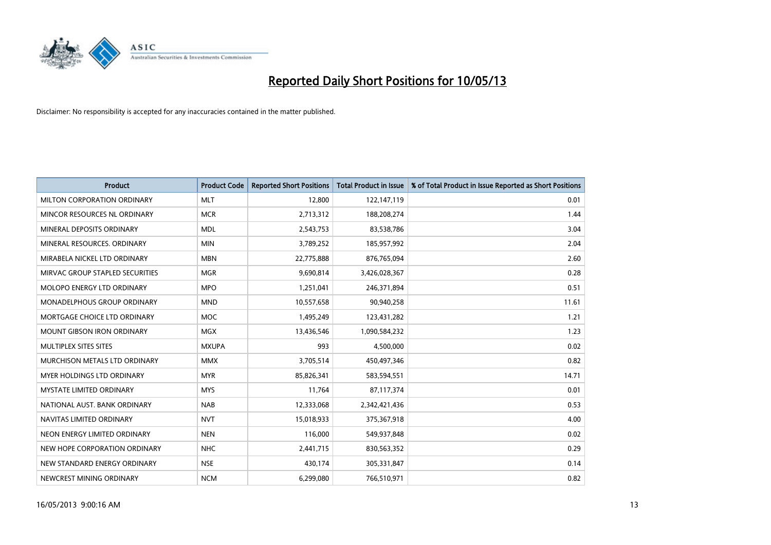# Reported Daily Short Positions for 10/05/13

Disclaimer: No responsibility is accepted for any inaccuracies contained in the matter published.

| Product | Product Code | Reported Short Positions | Total Product in Issue | % of Total Product in Issue Reported as Short Positions |
|---|---|---|---|---|
| MILTON CORPORATION ORDINARY | MLT | 12,800 | 122,147,119 | 0.01 |
| MINCOR RESOURCES NL ORDINARY | MCR | 2,713,312 | 188,208,274 | 1.44 |
| MINERAL DEPOSITS ORDINARY | MDL | 2,543,753 | 83,538,786 | 3.04 |
| MINERAL RESOURCES. ORDINARY | MIN | 3,789,252 | 185,957,992 | 2.04 |
| MIRABELA NICKEL LTD ORDINARY | MBN | 22,775,888 | 876,765,094 | 2.60 |
| MIRVAC GROUP STAPLED SECURITIES | MGR | 9,690,814 | 3,426,028,367 | 0.28 |
| MOLOPO ENERGY LTD ORDINARY | MPO | 1,251,041 | 246,371,894 | 0.51 |
| MONADELPHOUS GROUP ORDINARY | MND | 10,557,658 | 90,940,258 | 11.61 |
| MORTGAGE CHOICE LTD ORDINARY | MOC | 1,495,249 | 123,431,282 | 1.21 |
| MOUNT GIBSON IRON ORDINARY | MGX | 13,436,546 | 1,090,584,232 | 1.23 |
| MULTIPLEX SITES SITES | MXUPA | 993 | 4,500,000 | 0.02 |
| MURCHISON METALS LTD ORDINARY | MMX | 3,705,514 | 450,497,346 | 0.82 |
| MYER HOLDINGS LTD ORDINARY | MYR | 85,826,341 | 583,594,551 | 14.71 |
| MYSTATE LIMITED ORDINARY | MYS | 11,764 | 87,117,374 | 0.01 |
| NATIONAL AUST. BANK ORDINARY | NAB | 12,333,068 | 2,342,421,436 | 0.53 |
| NAVITAS LIMITED ORDINARY | NVT | 15,018,933 | 375,367,918 | 4.00 |
| NEON ENERGY LIMITED ORDINARY | NEN | 116,000 | 549,937,848 | 0.02 |
| NEW HOPE CORPORATION ORDINARY | NHC | 2,441,715 | 830,563,352 | 0.29 |
| NEW STANDARD ENERGY ORDINARY | NSE | 430,174 | 305,331,847 | 0.14 |
| NEWCREST MINING ORDINARY | NCM | 6,299,080 | 766,510,971 | 0.82 |

16/05/2013 9:00:16 AM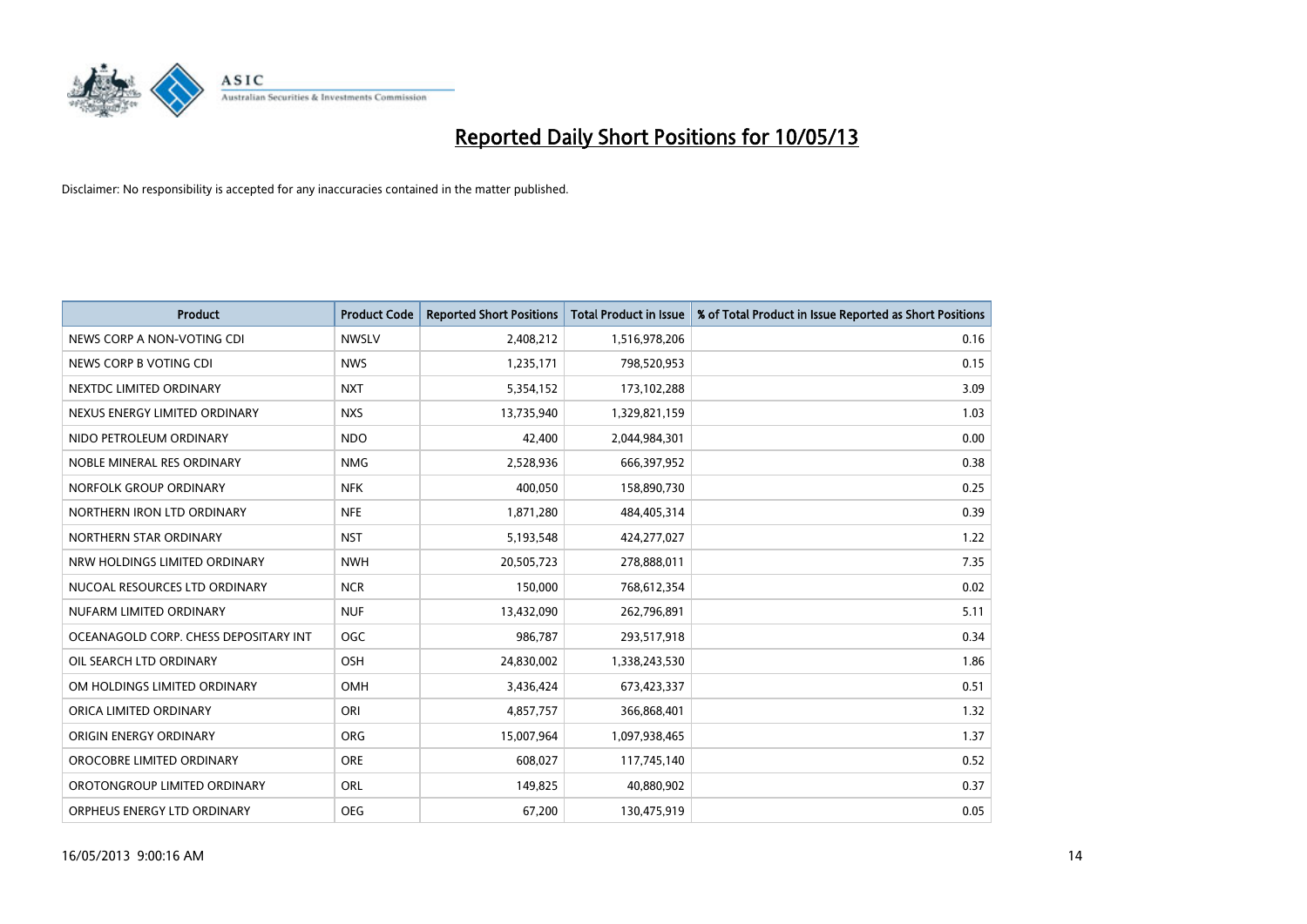# Reported Daily Short Positions for 10/05/13

Disclaimer: No responsibility is accepted for any inaccuracies contained in the matter published.

| Product | Product Code | Reported Short Positions | Total Product in Issue | % of Total Product in Issue Reported as Short Positions |
|---|---|---|---|---|
| NEWS CORP A NON-VOTING CDI | NWSLV | 2,408,212 | 1,516,978,206 | 0.16 |
| NEWS CORP B VOTING CDI | NWS | 1,235,171 | 798,520,953 | 0.15 |
| NEXTDC LIMITED ORDINARY | NXT | 5,354,152 | 173,102,288 | 3.09 |
| NEXUS ENERGY LIMITED ORDINARY | NXS | 13,735,940 | 1,329,821,159 | 1.03 |
| NIDO PETROLEUM ORDINARY | NDO | 42,400 | 2,044,984,301 | 0.00 |
| NOBLE MINERAL RES ORDINARY | NMG | 2,528,936 | 666,397,952 | 0.38 |
| NORFOLK GROUP ORDINARY | NFK | 400,050 | 158,890,730 | 0.25 |
| NORTHERN IRON LTD ORDINARY | NFE | 1,871,280 | 484,405,314 | 0.39 |
| NORTHERN STAR ORDINARY | NST | 5,193,548 | 424,277,027 | 1.22 |
| NRW HOLDINGS LIMITED ORDINARY | NWH | 20,505,723 | 278,888,011 | 7.35 |
| NUCOAL RESOURCES LTD ORDINARY | NCR | 150,000 | 768,612,354 | 0.02 |
| NUFARM LIMITED ORDINARY | NUF | 13,432,090 | 262,796,891 | 5.11 |
| OCEANAGOLD CORP. CHESS DEPOSITARY INT | OGC | 986,787 | 293,517,918 | 0.34 |
| OIL SEARCH LTD ORDINARY | OSH | 24,830,002 | 1,338,243,530 | 1.86 |
| OM HOLDINGS LIMITED ORDINARY | OMH | 3,436,424 | 673,423,337 | 0.51 |
| ORICA LIMITED ORDINARY | ORI | 4,857,757 | 366,868,401 | 1.32 |
| ORIGIN ENERGY ORDINARY | ORG | 15,007,964 | 1,097,938,465 | 1.37 |
| OROCOBRE LIMITED ORDINARY | ORE | 608,027 | 117,745,140 | 0.52 |
| OROTONGROUP LIMITED ORDINARY | ORL | 149,825 | 40,880,902 | 0.37 |
| ORPHEUS ENERGY LTD ORDINARY | OEG | 67,200 | 130,475,919 | 0.05 |

16/05/2013 9:00:16 AM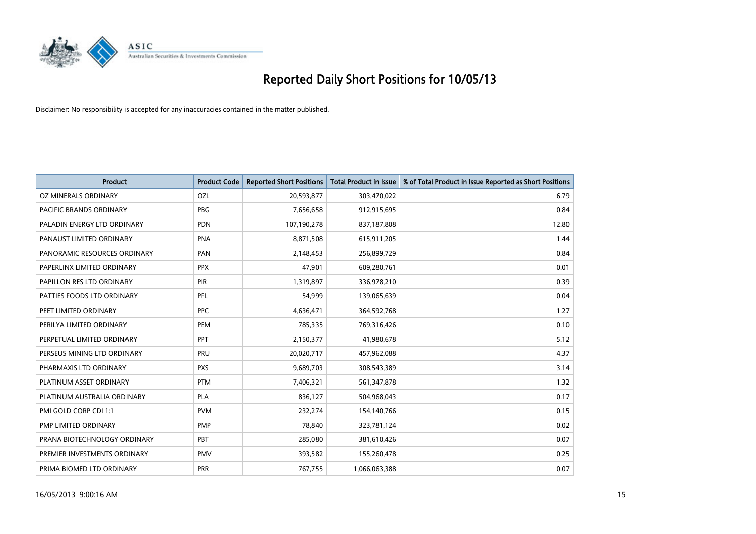# Reported Daily Short Positions for 10/05/13

Disclaimer: No responsibility is accepted for any inaccuracies contained in the matter published.

| Product | Product Code | Reported Short Positions | Total Product in Issue | % of Total Product in Issue Reported as Short Positions |
| --- | --- | --- | --- | --- |
| OZ MINERALS ORDINARY | OZL | 20,593,877 | 303,470,022 | 6.79 |
| PACIFIC BRANDS ORDINARY | PBG | 7,656,658 | 912,915,695 | 0.84 |
| PALADIN ENERGY LTD ORDINARY | PDN | 107,190,278 | 837,187,808 | 12.80 |
| PANAUST LIMITED ORDINARY | PNA | 8,871,508 | 615,911,205 | 1.44 |
| PANORAMIC RESOURCES ORDINARY | PAN | 2,148,453 | 256,899,729 | 0.84 |
| PAPERLINX LIMITED ORDINARY | PPX | 47,901 | 609,280,761 | 0.01 |
| PAPILLON RES LTD ORDINARY | PIR | 1,319,897 | 336,978,210 | 0.39 |
| PATTIES FOODS LTD ORDINARY | PFL | 54,999 | 139,065,639 | 0.04 |
| PEET LIMITED ORDINARY | PPC | 4,636,471 | 364,592,768 | 1.27 |
| PERILYA LIMITED ORDINARY | PEM | 785,335 | 769,316,426 | 0.10 |
| PERPETUAL LIMITED ORDINARY | PPT | 2,150,377 | 41,980,678 | 5.12 |
| PERSEUS MINING LTD ORDINARY | PRU | 20,020,717 | 457,962,088 | 4.37 |
| PHARMAXIS LTD ORDINARY | PXS | 9,689,703 | 308,543,389 | 3.14 |
| PLATINUM ASSET ORDINARY | PTM | 7,406,321 | 561,347,878 | 1.32 |
| PLATINUM AUSTRALIA ORDINARY | PLA | 836,127 | 504,968,043 | 0.17 |
| PMI GOLD CORP CDI 1:1 | PVM | 232,274 | 154,140,766 | 0.15 |
| PMP LIMITED ORDINARY | PMP | 78,840 | 323,781,124 | 0.02 |
| PRANA BIOTECHNOLOGY ORDINARY | PBT | 285,080 | 381,610,426 | 0.07 |
| PREMIER INVESTMENTS ORDINARY | PMV | 393,582 | 155,260,478 | 0.25 |
| PRIMA BIOMED LTD ORDINARY | PRR | 767,755 | 1,066,063,388 | 0.07 |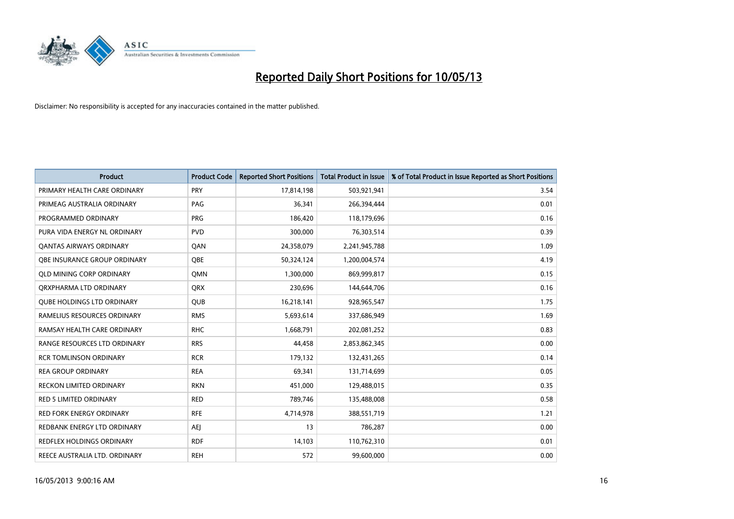# Reported Daily Short Positions for 10/05/13

Disclaimer: No responsibility is accepted for any inaccuracies contained in the matter published.

| Product | Product Code | Reported Short Positions | Total Product in Issue | % of Total Product in Issue Reported as Short Positions |
|---|---|---|---|---|
| PRIMARY HEALTH CARE ORDINARY | PRY | 17,814,198 | 503,921,941 | 3.54 |
| PRIMEAG AUSTRALIA ORDINARY | PAG | 36,341 | 266,394,444 | 0.01 |
| PROGRAMMED ORDINARY | PRG | 186,420 | 118,179,696 | 0.16 |
| PURA VIDA ENERGY NL ORDINARY | PVD | 300,000 | 76,303,514 | 0.39 |
| QANTAS AIRWAYS ORDINARY | QAN | 24,358,079 | 2,241,945,788 | 1.09 |
| QBE INSURANCE GROUP ORDINARY | QBE | 50,324,124 | 1,200,004,574 | 4.19 |
| QLD MINING CORP ORDINARY | QMN | 1,300,000 | 869,999,817 | 0.15 |
| QRXPHARMA LTD ORDINARY | QRX | 230,696 | 144,644,706 | 0.16 |
| QUBE HOLDINGS LTD ORDINARY | QUB | 16,218,141 | 928,965,547 | 1.75 |
| RAMELIUS RESOURCES ORDINARY | RMS | 5,693,614 | 337,686,949 | 1.69 |
| RAMSAY HEALTH CARE ORDINARY | RHC | 1,668,791 | 202,081,252 | 0.83 |
| RANGE RESOURCES LTD ORDINARY | RRS | 44,458 | 2,853,862,345 | 0.00 |
| RCR TOMLINSON ORDINARY | RCR | 179,132 | 132,431,265 | 0.14 |
| REA GROUP ORDINARY | REA | 69,341 | 131,714,699 | 0.05 |
| RECKON LIMITED ORDINARY | RKN | 451,000 | 129,488,015 | 0.35 |
| RED 5 LIMITED ORDINARY | RED | 789,746 | 135,488,008 | 0.58 |
| RED FORK ENERGY ORDINARY | RFE | 4,714,978 | 388,551,719 | 1.21 |
| REDBANK ENERGY LTD ORDINARY | AEJ | 13 | 786,287 | 0.00 |
| REDFLEX HOLDINGS ORDINARY | RDF | 14,103 | 110,762,310 | 0.01 |
| REECE AUSTRALIA LTD. ORDINARY | REH | 572 | 99,600,000 | 0.00 |

16/05/2013 9:00:16 AM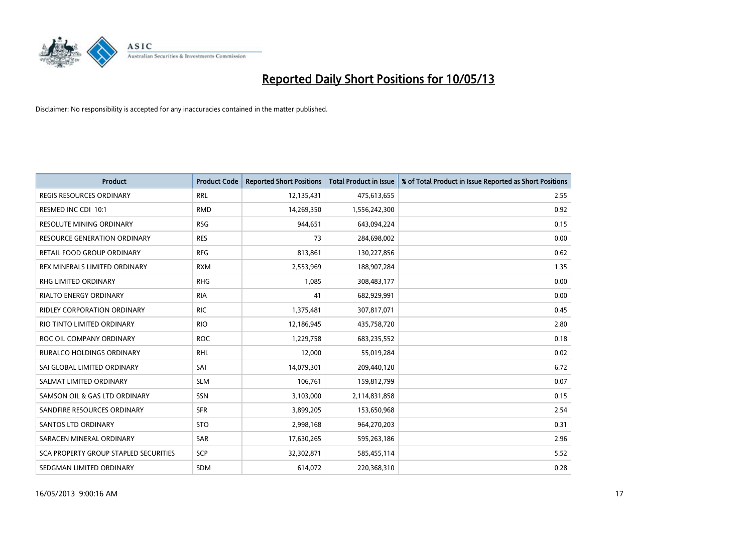# Reported Daily Short Positions for 10/05/13

Disclaimer: No responsibility is accepted for any inaccuracies contained in the matter published.

| Product | Product Code | Reported Short Positions | Total Product in Issue | % of Total Product in Issue Reported as Short Positions |
|---|---|---|---|---|
| REGIS RESOURCES ORDINARY | RRL | 12,135,431 | 475,613,655 | 2.55 |
| RESMED INC CDI 10:1 | RMD | 14,269,350 | 1,556,242,300 | 0.92 |
| RESOLUTE MINING ORDINARY | RSG | 944,651 | 643,094,224 | 0.15 |
| RESOURCE GENERATION ORDINARY | RES | 73 | 284,698,002 | 0.00 |
| RETAIL FOOD GROUP ORDINARY | RFG | 813,861 | 130,227,856 | 0.62 |
| REX MINERALS LIMITED ORDINARY | RXM | 2,553,969 | 188,907,284 | 1.35 |
| RHG LIMITED ORDINARY | RHG | 1,085 | 308,483,177 | 0.00 |
| RIALTO ENERGY ORDINARY | RIA | 41 | 682,929,991 | 0.00 |
| RIDLEY CORPORATION ORDINARY | RIC | 1,375,481 | 307,817,071 | 0.45 |
| RIO TINTO LIMITED ORDINARY | RIO | 12,186,945 | 435,758,720 | 2.80 |
| ROC OIL COMPANY ORDINARY | ROC | 1,229,758 | 683,235,552 | 0.18 |
| RURALCO HOLDINGS ORDINARY | RHL | 12,000 | 55,019,284 | 0.02 |
| SAI GLOBAL LIMITED ORDINARY | SAI | 14,079,301 | 209,440,120 | 6.72 |
| SALMAT LIMITED ORDINARY | SLM | 106,761 | 159,812,799 | 0.07 |
| SAMSON OIL & GAS LTD ORDINARY | SSN | 3,103,000 | 2,114,831,858 | 0.15 |
| SANDFIRE RESOURCES ORDINARY | SFR | 3,899,205 | 153,650,968 | 2.54 |
| SANTOS LTD ORDINARY | STO | 2,998,168 | 964,270,203 | 0.31 |
| SARACEN MINERAL ORDINARY | SAR | 17,630,265 | 595,263,186 | 2.96 |
| SCA PROPERTY GROUP STAPLED SECURITIES | SCP | 32,302,871 | 585,455,114 | 5.52 |
| SEDGMAN LIMITED ORDINARY | SDM | 614,072 | 220,368,310 | 0.28 |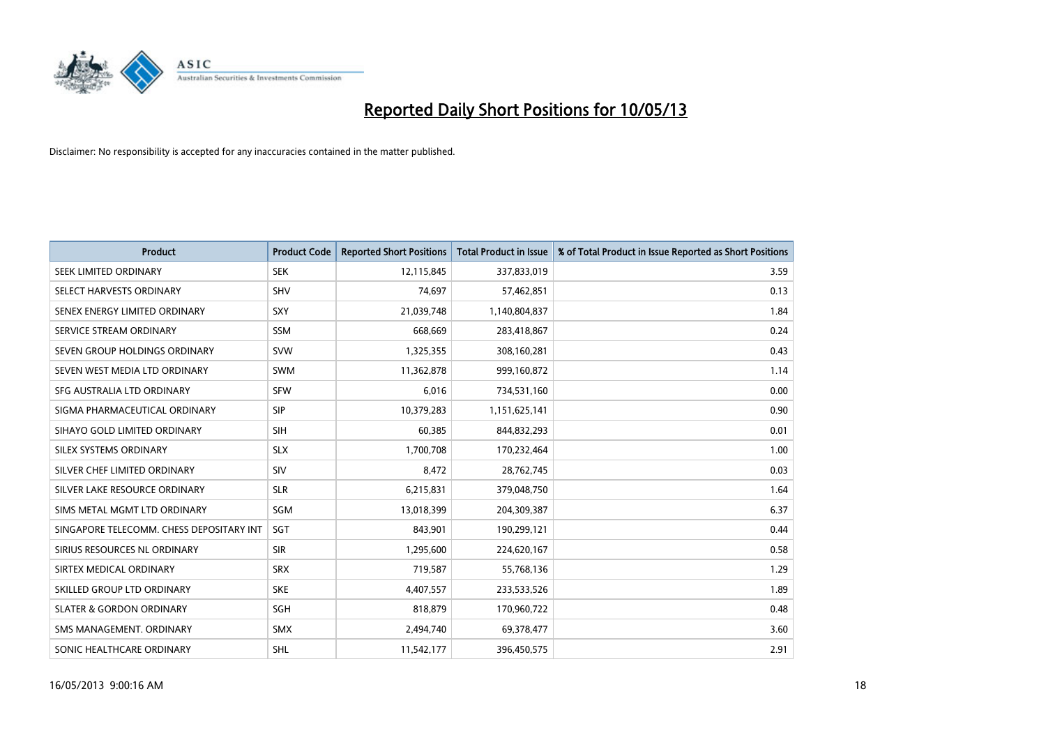# Reported Daily Short Positions for 10/05/13

Disclaimer: No responsibility is accepted for any inaccuracies contained in the matter published.

| Product | Product Code | Reported Short Positions | Total Product in Issue | % of Total Product in Issue Reported as Short Positions |
|---|---|---|---|---|
| SEEK LIMITED ORDINARY | SEK | 12,115,845 | 337,833,019 | 3.59 |
| SELECT HARVESTS ORDINARY | SHV | 74,697 | 57,462,851 | 0.13 |
| SENEX ENERGY LIMITED ORDINARY | SXY | 21,039,748 | 1,140,804,837 | 1.84 |
| SERVICE STREAM ORDINARY | SSM | 668,669 | 283,418,867 | 0.24 |
| SEVEN GROUP HOLDINGS ORDINARY | SVW | 1,325,355 | 308,160,281 | 0.43 |
| SEVEN WEST MEDIA LTD ORDINARY | SWM | 11,362,878 | 999,160,872 | 1.14 |
| SFG AUSTRALIA LTD ORDINARY | SFW | 6,016 | 734,531,160 | 0.00 |
| SIGMA PHARMACEUTICAL ORDINARY | SIP | 10,379,283 | 1,151,625,141 | 0.90 |
| SIHAYO GOLD LIMITED ORDINARY | SIH | 60,385 | 844,832,293 | 0.01 |
| SILEX SYSTEMS ORDINARY | SLX | 1,700,708 | 170,232,464 | 1.00 |
| SILVER CHEF LIMITED ORDINARY | SIV | 8,472 | 28,762,745 | 0.03 |
| SILVER LAKE RESOURCE ORDINARY | SLR | 6,215,831 | 379,048,750 | 1.64 |
| SIMS METAL MGMT LTD ORDINARY | SGM | 13,018,399 | 204,309,387 | 6.37 |
| SINGAPORE TELECOMM. CHESS DEPOSITARY INT | SGT | 843,901 | 190,299,121 | 0.44 |
| SIRIUS RESOURCES NL ORDINARY | SIR | 1,295,600 | 224,620,167 | 0.58 |
| SIRTEX MEDICAL ORDINARY | SRX | 719,587 | 55,768,136 | 1.29 |
| SKILLED GROUP LTD ORDINARY | SKE | 4,407,557 | 233,533,526 | 1.89 |
| SLATER & GORDON ORDINARY | SGH | 818,879 | 170,960,722 | 0.48 |
| SMS MANAGEMENT. ORDINARY | SMX | 2,494,740 | 69,378,477 | 3.60 |
| SONIC HEALTHCARE ORDINARY | SHL | 11,542,177 | 396,450,575 | 2.91 |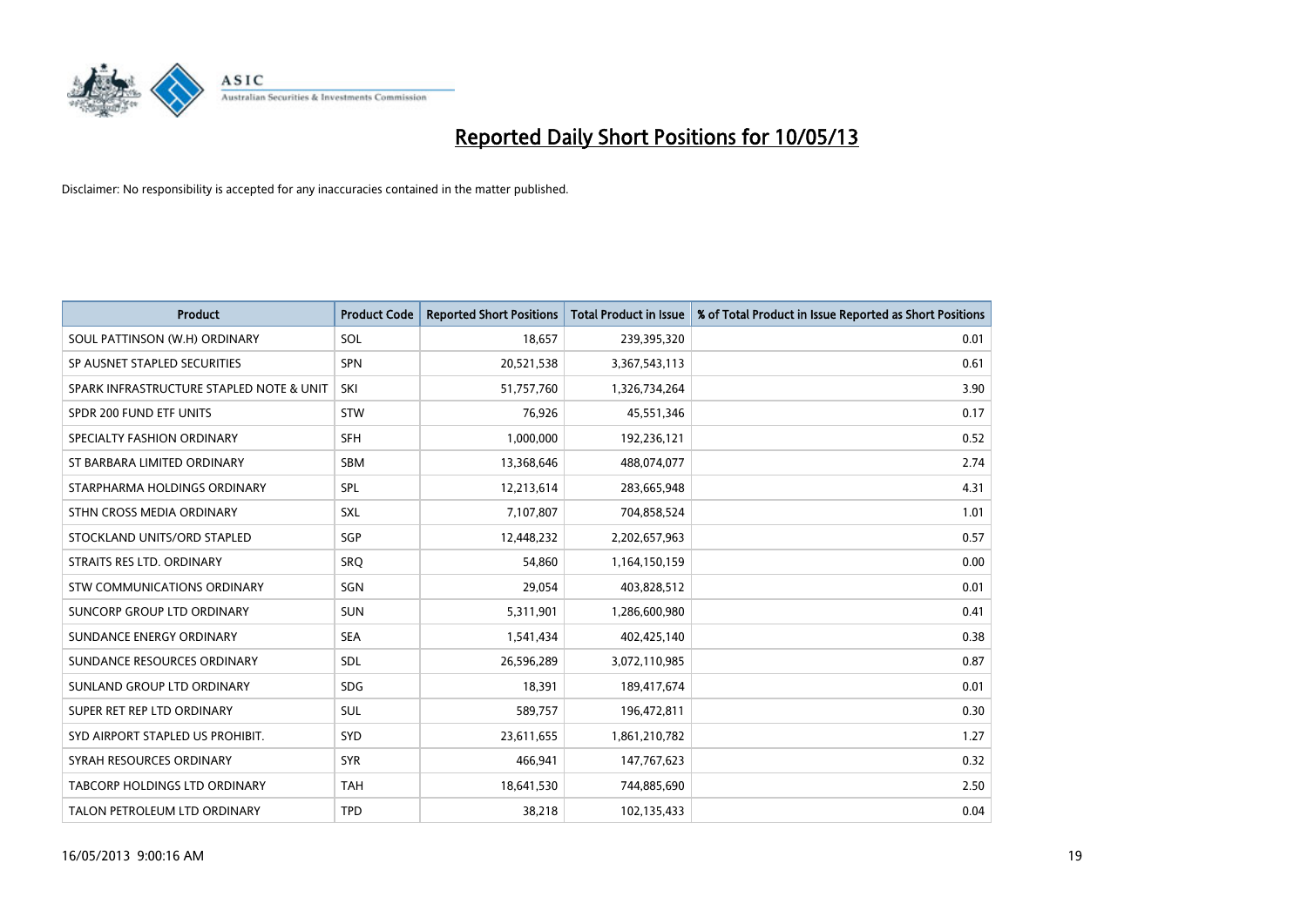# Reported Daily Short Positions for 10/05/13

Disclaimer: No responsibility is accepted for any inaccuracies contained in the matter published.

| Product | Product Code | Reported Short Positions | Total Product in Issue | % of Total Product in Issue Reported as Short Positions |
| --- | --- | --- | --- | --- |
| SOUL PATTINSON (W.H) ORDINARY | SOL | 18,657 | 239,395,320 | 0.01 |
| SP AUSNET STAPLED SECURITIES | SPN | 20,521,538 | 3,367,543,113 | 0.61 |
| SPARK INFRASTRUCTURE STAPLED NOTE & UNIT | SKI | 51,757,760 | 1,326,734,264 | 3.90 |
| SPDR 200 FUND ETF UNITS | STW | 76,926 | 45,551,346 | 0.17 |
| SPECIALTY FASHION ORDINARY | SFH | 1,000,000 | 192,236,121 | 0.52 |
| ST BARBARA LIMITED ORDINARY | SBM | 13,368,646 | 488,074,077 | 2.74 |
| STARPHARMA HOLDINGS ORDINARY | SPL | 12,213,614 | 283,665,948 | 4.31 |
| STHN CROSS MEDIA ORDINARY | SXL | 7,107,807 | 704,858,524 | 1.01 |
| STOCKLAND UNITS/ORD STAPLED | SGP | 12,448,232 | 2,202,657,963 | 0.57 |
| STRAITS RES LTD. ORDINARY | SRQ | 54,860 | 1,164,150,159 | 0.00 |
| STW COMMUNICATIONS ORDINARY | SGN | 29,054 | 403,828,512 | 0.01 |
| SUNCORP GROUP LTD ORDINARY | SUN | 5,311,901 | 1,286,600,980 | 0.41 |
| SUNDANCE ENERGY ORDINARY | SEA | 1,541,434 | 402,425,140 | 0.38 |
| SUNDANCE RESOURCES ORDINARY | SDL | 26,596,289 | 3,072,110,985 | 0.87 |
| SUNLAND GROUP LTD ORDINARY | SDG | 18,391 | 189,417,674 | 0.01 |
| SUPER RET REP LTD ORDINARY | SUL | 589,757 | 196,472,811 | 0.30 |
| SYD AIRPORT STAPLED US PROHIBIT. | SYD | 23,611,655 | 1,861,210,782 | 1.27 |
| SYRAH RESOURCES ORDINARY | SYR | 466,941 | 147,767,623 | 0.32 |
| TABCORP HOLDINGS LTD ORDINARY | TAH | 18,641,530 | 744,885,690 | 2.50 |
| TALON PETROLEUM LTD ORDINARY | TPD | 38,218 | 102,135,433 | 0.04 |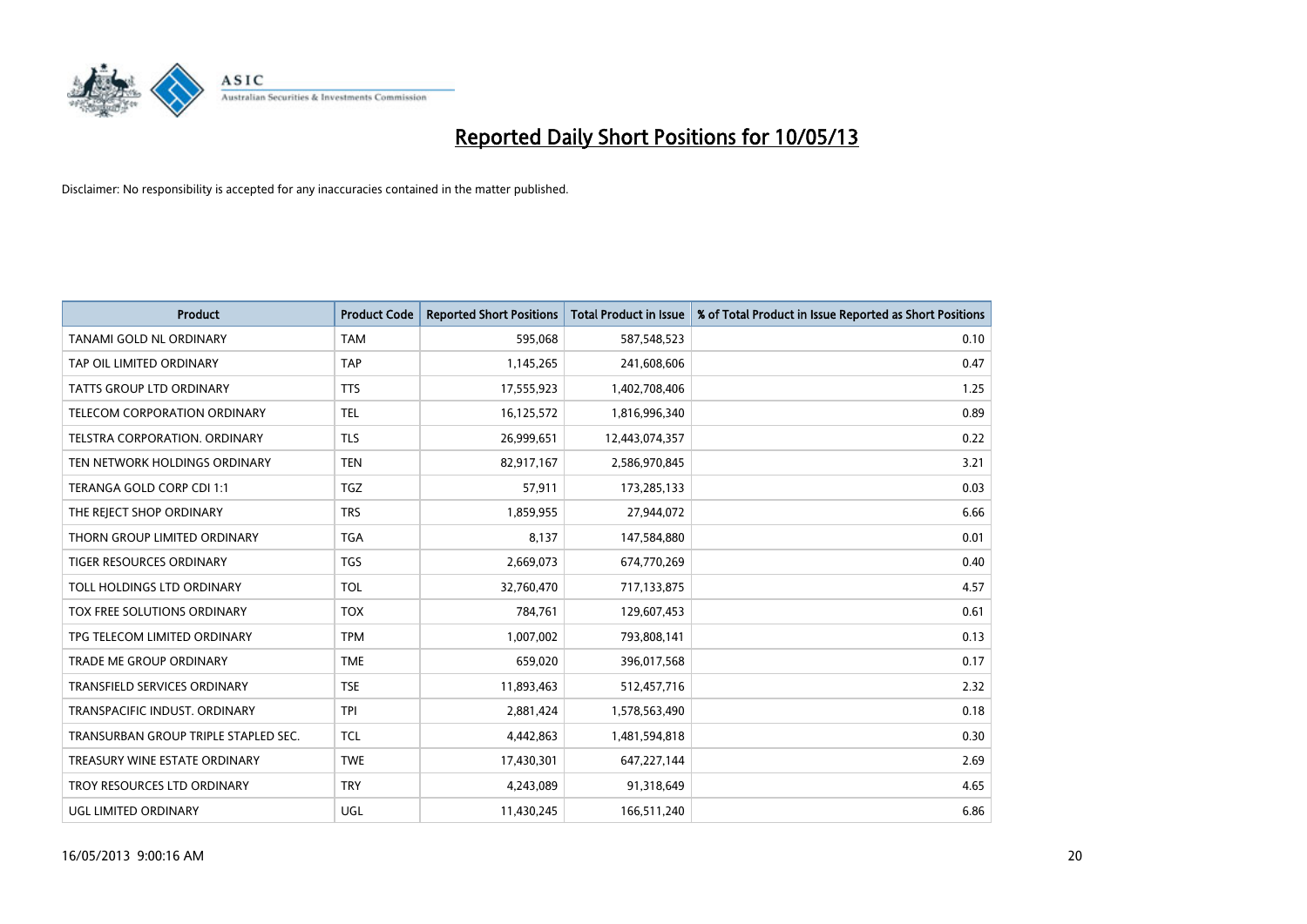# Reported Daily Short Positions for 10/05/13

Disclaimer: No responsibility is accepted for any inaccuracies contained in the matter published.

| Product | Product Code | Reported Short Positions | Total Product in Issue | % of Total Product in Issue Reported as Short Positions |
|---|---|---|---|---|
| TANAMI GOLD NL ORDINARY | TAM | 595,068 | 587,548,523 | 0.10 |
| TAP OIL LIMITED ORDINARY | TAP | 1,145,265 | 241,608,606 | 0.47 |
| TATTS GROUP LTD ORDINARY | TTS | 17,555,923 | 1,402,708,406 | 1.25 |
| TELECOM CORPORATION ORDINARY | TEL | 16,125,572 | 1,816,996,340 | 0.89 |
| TELSTRA CORPORATION. ORDINARY | TLS | 26,999,651 | 12,443,074,357 | 0.22 |
| TEN NETWORK HOLDINGS ORDINARY | TEN | 82,917,167 | 2,586,970,845 | 3.21 |
| TERANGA GOLD CORP CDI 1:1 | TGZ | 57,911 | 173,285,133 | 0.03 |
| THE REJECT SHOP ORDINARY | TRS | 1,859,955 | 27,944,072 | 6.66 |
| THORN GROUP LIMITED ORDINARY | TGA | 8,137 | 147,584,880 | 0.01 |
| TIGER RESOURCES ORDINARY | TGS | 2,669,073 | 674,770,269 | 0.40 |
| TOLL HOLDINGS LTD ORDINARY | TOL | 32,760,470 | 717,133,875 | 4.57 |
| TOX FREE SOLUTIONS ORDINARY | TOX | 784,761 | 129,607,453 | 0.61 |
| TPG TELECOM LIMITED ORDINARY | TPM | 1,007,002 | 793,808,141 | 0.13 |
| TRADE ME GROUP ORDINARY | TME | 659,020 | 396,017,568 | 0.17 |
| TRANSFIELD SERVICES ORDINARY | TSE | 11,893,463 | 512,457,716 | 2.32 |
| TRANSPACIFIC INDUST. ORDINARY | TPI | 2,881,424 | 1,578,563,490 | 0.18 |
| TRANSURBAN GROUP TRIPLE STAPLED SEC. | TCL | 4,442,863 | 1,481,594,818 | 0.30 |
| TREASURY WINE ESTATE ORDINARY | TWE | 17,430,301 | 647,227,144 | 2.69 |
| TROY RESOURCES LTD ORDINARY | TRY | 4,243,089 | 91,318,649 | 4.65 |
| UGL LIMITED ORDINARY | UGL | 11,430,245 | 166,511,240 | 6.86 |

16/05/2013 9:00:16 AM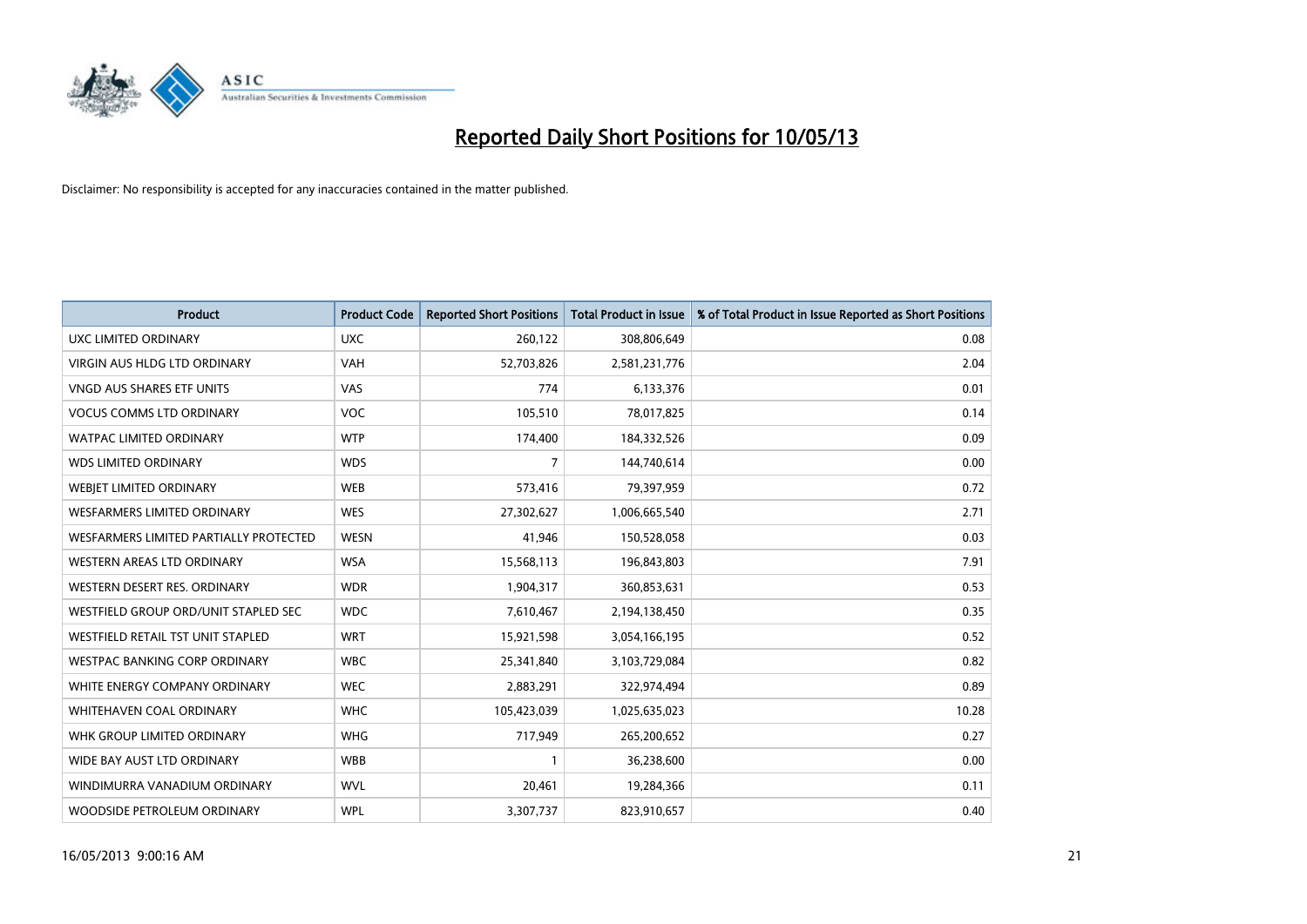# Reported Daily Short Positions for 10/05/13

Disclaimer: No responsibility is accepted for any inaccuracies contained in the matter published.

| Product | Product Code | Reported Short Positions | Total Product in Issue | % of Total Product in Issue Reported as Short Positions |
|---|---|---|---|---|
| UXC LIMITED ORDINARY | UXC | 260,122 | 308,806,649 | 0.08 |
| VIRGIN AUS HLDG LTD ORDINARY | VAH | 52,703,826 | 2,581,231,776 | 2.04 |
| VNGD AUS SHARES ETF UNITS | VAS | 774 | 6,133,376 | 0.01 |
| VOCUS COMMS LTD ORDINARY | VOC | 105,510 | 78,017,825 | 0.14 |
| WATPAC LIMITED ORDINARY | WTP | 174,400 | 184,332,526 | 0.09 |
| WDS LIMITED ORDINARY | WDS | 7 | 144,740,614 | 0.00 |
| WEBJET LIMITED ORDINARY | WEB | 573,416 | 79,397,959 | 0.72 |
| WESFARMERS LIMITED ORDINARY | WES | 27,302,627 | 1,006,665,540 | 2.71 |
| WESFARMERS LIMITED PARTIALLY PROTECTED | WESN | 41,946 | 150,528,058 | 0.03 |
| WESTERN AREAS LTD ORDINARY | WSA | 15,568,113 | 196,843,803 | 7.91 |
| WESTERN DESERT RES. ORDINARY | WDR | 1,904,317 | 360,853,631 | 0.53 |
| WESTFIELD GROUP ORD/UNIT STAPLED SEC | WDC | 7,610,467 | 2,194,138,450 | 0.35 |
| WESTFIELD RETAIL TST UNIT STAPLED | WRT | 15,921,598 | 3,054,166,195 | 0.52 |
| WESTPAC BANKING CORP ORDINARY | WBC | 25,341,840 | 3,103,729,084 | 0.82 |
| WHITE ENERGY COMPANY ORDINARY | WEC | 2,883,291 | 322,974,494 | 0.89 |
| WHITEHAVEN COAL ORDINARY | WHC | 105,423,039 | 1,025,635,023 | 10.28 |
| WHK GROUP LIMITED ORDINARY | WHG | 717,949 | 265,200,652 | 0.27 |
| WIDE BAY AUST LTD ORDINARY | WBB | 1 | 36,238,600 | 0.00 |
| WINDIMURRA VANADIUM ORDINARY | WVL | 20,461 | 19,284,366 | 0.11 |
| WOODSIDE PETROLEUM ORDINARY | WPL | 3,307,737 | 823,910,657 | 0.40 |

16/05/2013 9:00:16 AM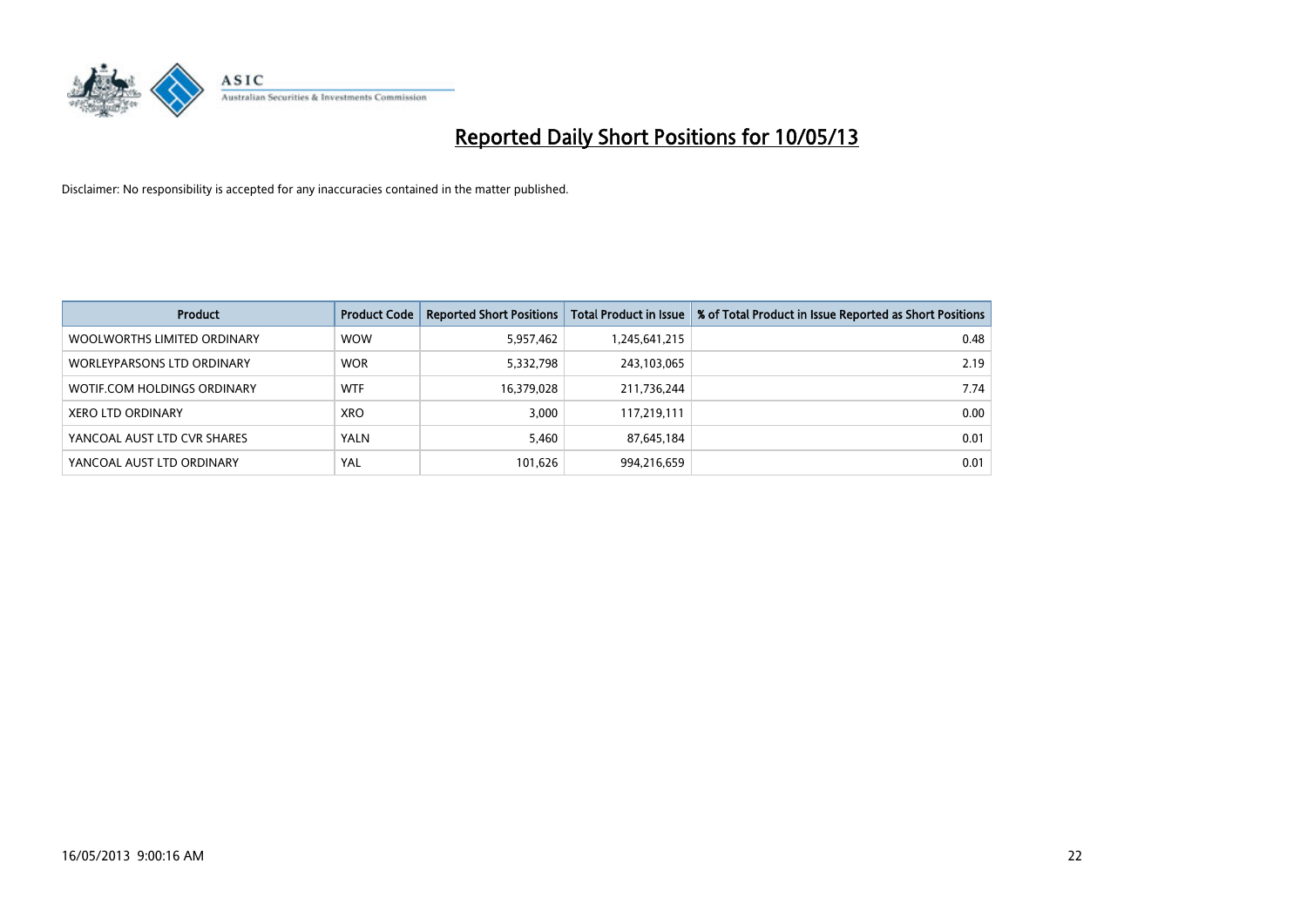# Reported Daily Short Positions for 10/05/13

Disclaimer: No responsibility is accepted for any inaccuracies contained in the matter published.

| Product | Product Code | Reported Short Positions | Total Product in Issue | % of Total Product in Issue Reported as Short Positions |
|---|---|---|---|---|
| WOOLWORTHS LIMITED ORDINARY | WOW | 5,957,462 | 1,245,641,215 | 0.48 |
| WORLEYPARSONS LTD ORDINARY | WOR | 5,332,798 | 243,103,065 | 2.19 |
| WOTIF.COM HOLDINGS ORDINARY | WTF | 16,379,028 | 211,736,244 | 7.74 |
| XERO LTD ORDINARY | XRO | 3,000 | 117,219,111 | 0.00 |
| YANCOAL AUST LTD CVR SHARES | YALN | 5,460 | 87,645,184 | 0.01 |
| YANCOAL AUST LTD ORDINARY | YAL | 101,626 | 994,216,659 | 0.01 |

16/05/2013 9:00:16 AM